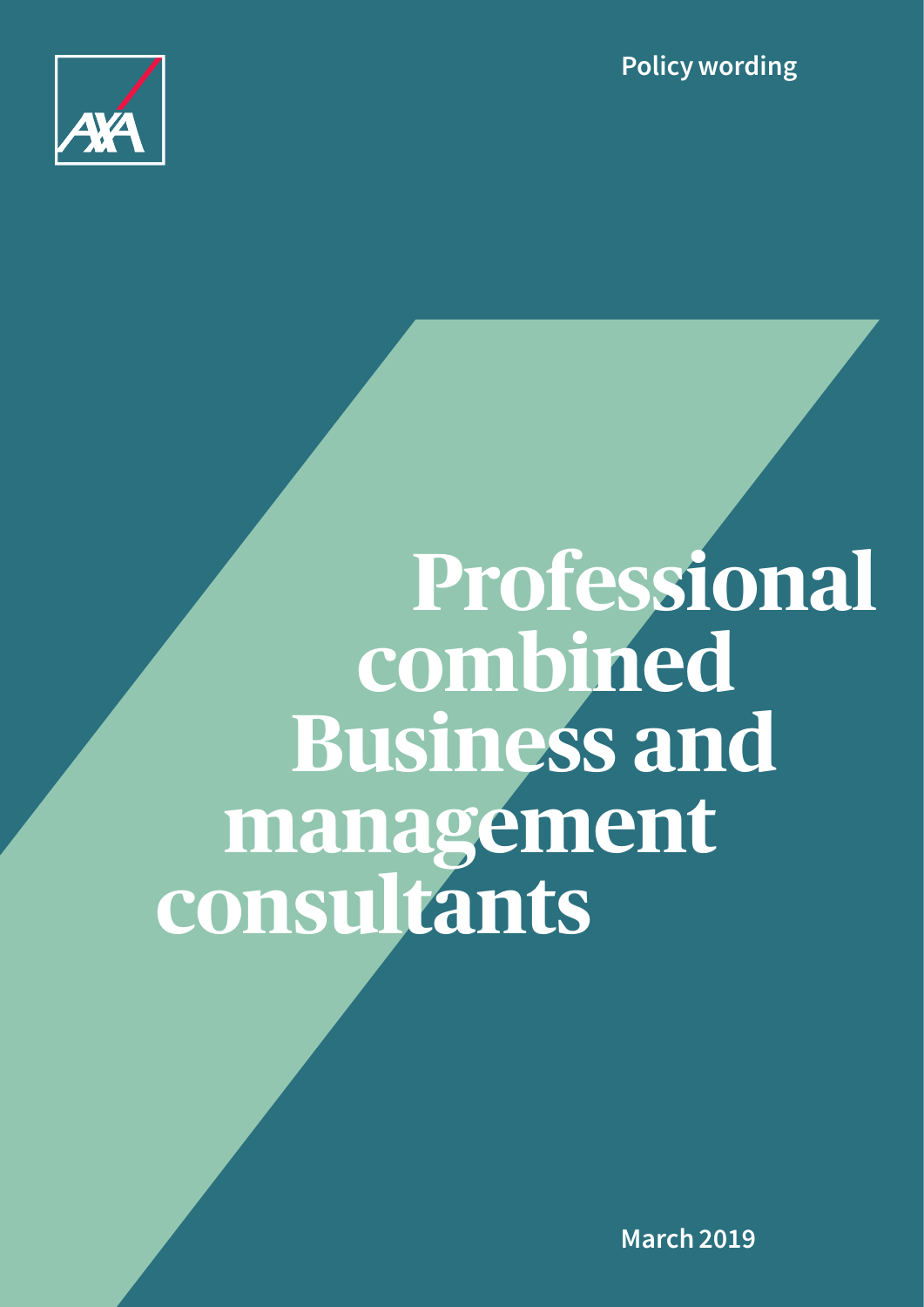Policy wording

# Professional combined Business and management consultants

March 2019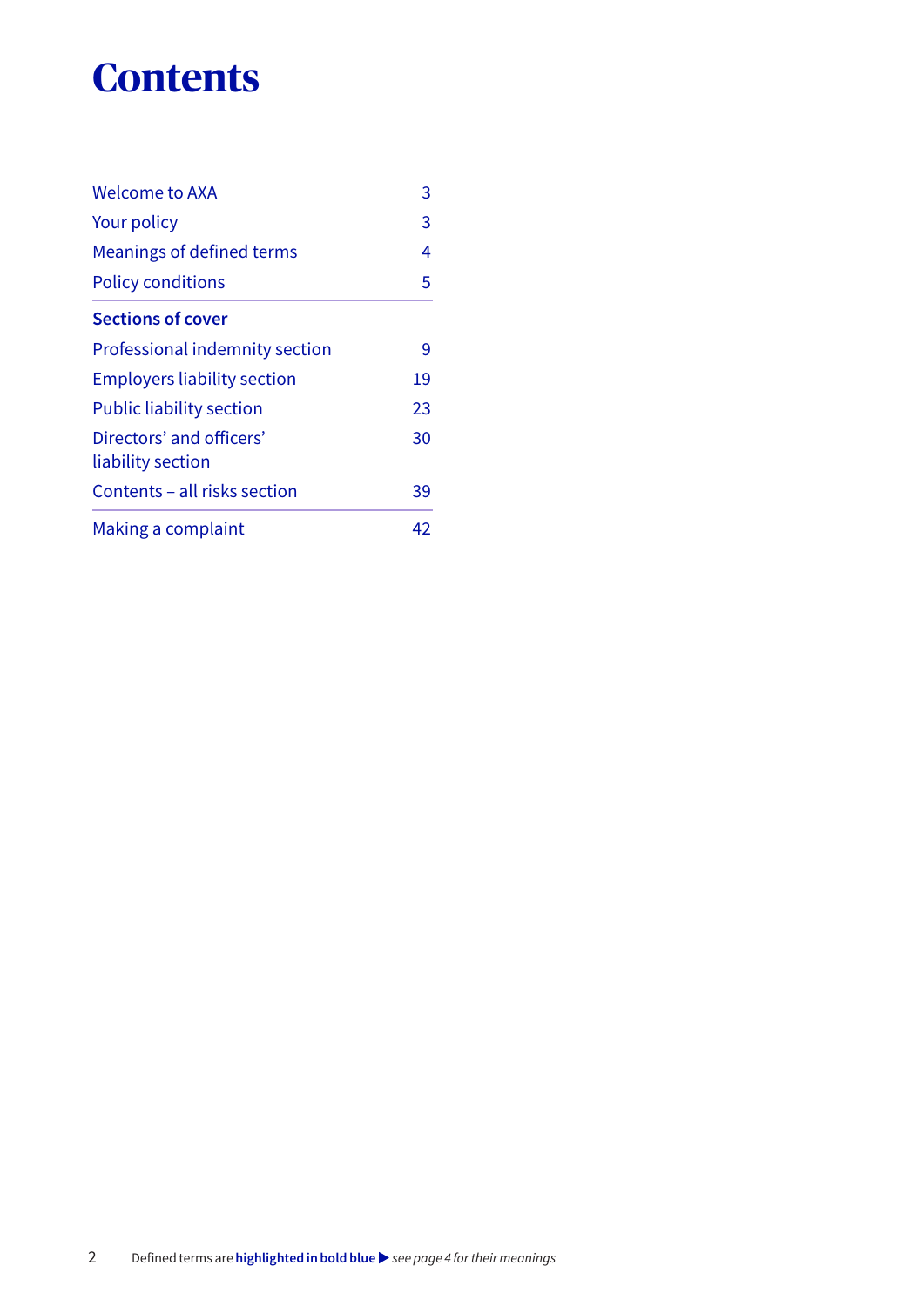# Contents

| | |
|---|---|
| Welcome to AXA | 3 |
| Your policy | 3 |
| Meanings of defined terms | 4 |
| Policy conditions | 5 |
| **Sections of cover** | |
| Professional indemnity section | 9 |
| Employers liability section | 19 |
| Public liability section | 23 |
| Directors' and officers' liability section | 30 |
| Contents – all risks section | 39 |
| Making a complaint | 42 |

Defined terms are **highlighted in bold blue** ▶ *see page 4 for their meanings*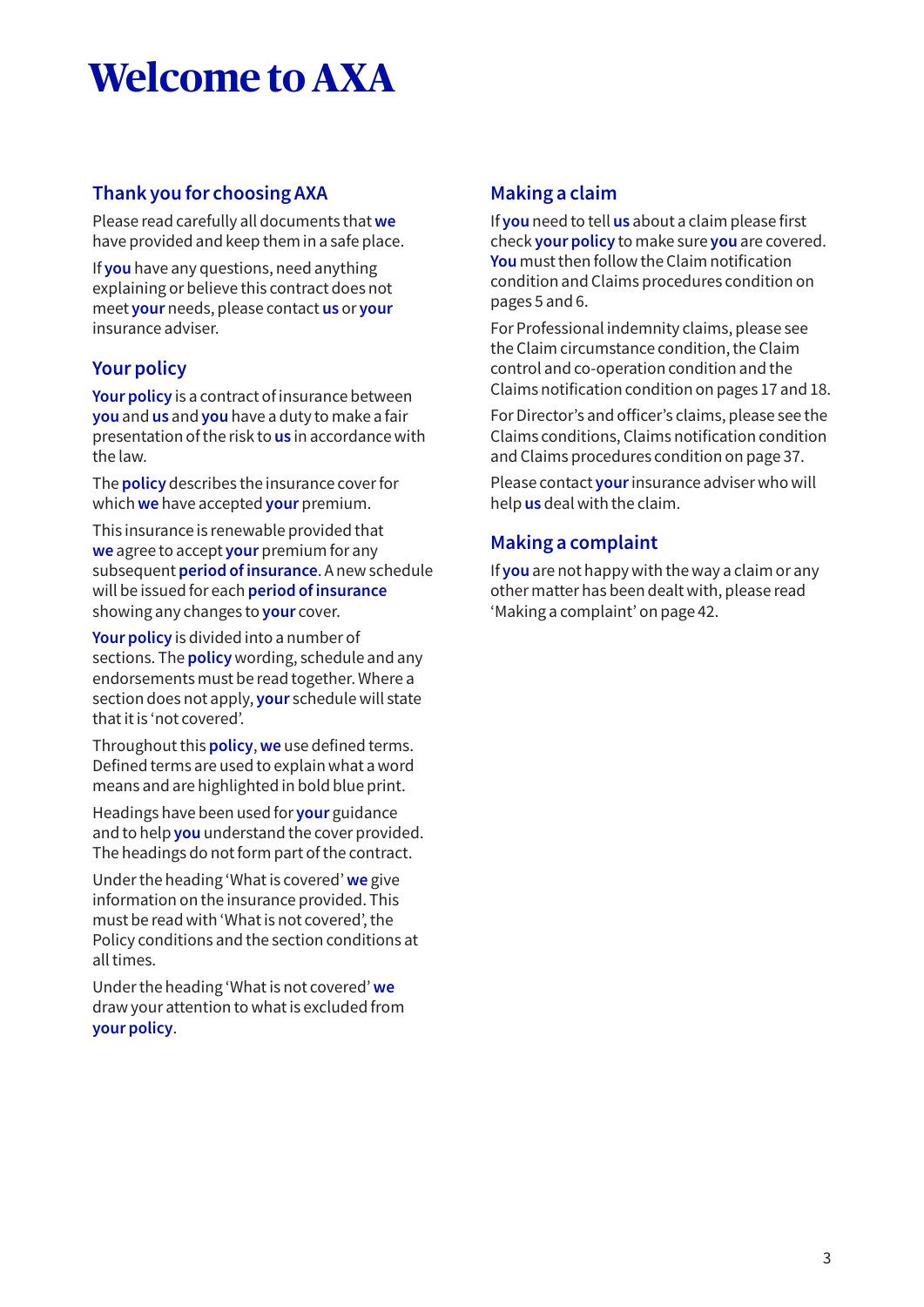# Welcome to AXA

## Thank you for choosing AXA

Please read carefully all documents that **we** have provided and keep them in a safe place.

If **you** have any questions, need anything explaining or believe this contract does not meet **your** needs, please contact **us** or **your** insurance adviser.

## Your policy

**Your policy** is a contract of insurance between **you** and **us** and **you** have a duty to make a fair presentation of the risk to **us** in accordance with the law.

The **policy** describes the insurance cover for which **we** have accepted **your** premium.

This insurance is renewable provided that **we** agree to accept **your** premium for any subsequent **period of insurance**. A new schedule will be issued for each **period of insurance** showing any changes to **your** cover.

**Your policy** is divided into a number of sections. The **policy** wording, schedule and any endorsements must be read together. Where a section does not apply, **your** schedule will state that it is 'not covered'.

Throughout this **policy**, **we** use defined terms. Defined terms are used to explain what a word means and are highlighted in bold blue print.

Headings have been used for **your** guidance and to help **you** understand the cover provided. The headings do not form part of the contract.

Under the heading 'What is covered' **we** give information on the insurance provided. This must be read with 'What is not covered', the Policy conditions and the section conditions at all times.

Under the heading 'What is not covered' **we** draw your attention to what is excluded from **your policy**.

## Making a claim

If **you** need to tell **us** about a claim please first check **your policy** to make sure **you** are covered. **You** must then follow the Claim notification condition and Claims procedures condition on pages 5 and 6.

For Professional indemnity claims, please see the Claim circumstance condition, the Claim control and co-operation condition and the Claims notification condition on pages 17 and 18.

For Director's and officer's claims, please see the Claims conditions, Claims notification condition and Claims procedures condition on page 37.

Please contact **your** insurance adviser who will help **us** deal with the claim.

## Making a complaint

If **you** are not happy with the way a claim or any other matter has been dealt with, please read 'Making a complaint' on page 42.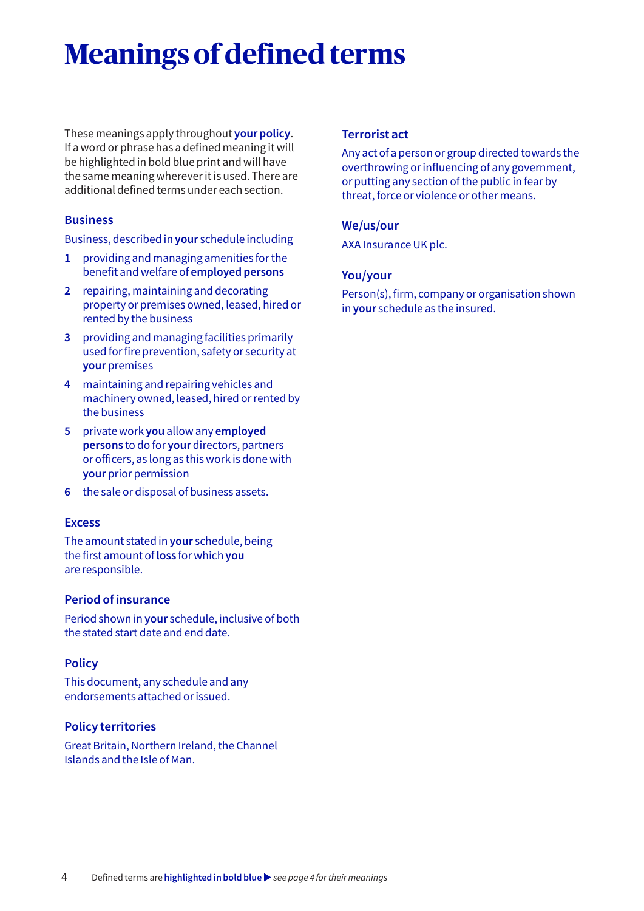# Meanings of defined terms

These meanings apply throughout **your policy**. If a word or phrase has a defined meaning it will be highlighted in bold blue print and will have the same meaning wherever it is used. There are additional defined terms under each section.

### Business

Business, described in **your** schedule including

1. providing and managing amenities for the benefit and welfare of **employed persons**
2. repairing, maintaining and decorating property or premises owned, leased, hired or rented by the business
3. providing and managing facilities primarily used for fire prevention, safety or security at **your** premises
4. maintaining and repairing vehicles and machinery owned, leased, hired or rented by the business
5. private work **you** allow any **employed persons** to do for **your** directors, partners or officers, as long as this work is done with **your** prior permission
6. the sale or disposal of business assets.

### Excess

The amount stated in **your** schedule, being the first amount of **loss** for which **you** are responsible.

### Period of insurance

Period shown in **your** schedule, inclusive of both the stated start date and end date.

### Policy

This document, any schedule and any endorsements attached or issued.

### Policy territories

Great Britain, Northern Ireland, the Channel Islands and the Isle of Man.

### Terrorist act

Any act of a person or group directed towards the overthrowing or influencing of any government, or putting any section of the public in fear by threat, force or violence or other means.

### We/us/our

AXA Insurance UK plc.

### You/your

Person(s), firm, company or organisation shown in **your** schedule as the insured.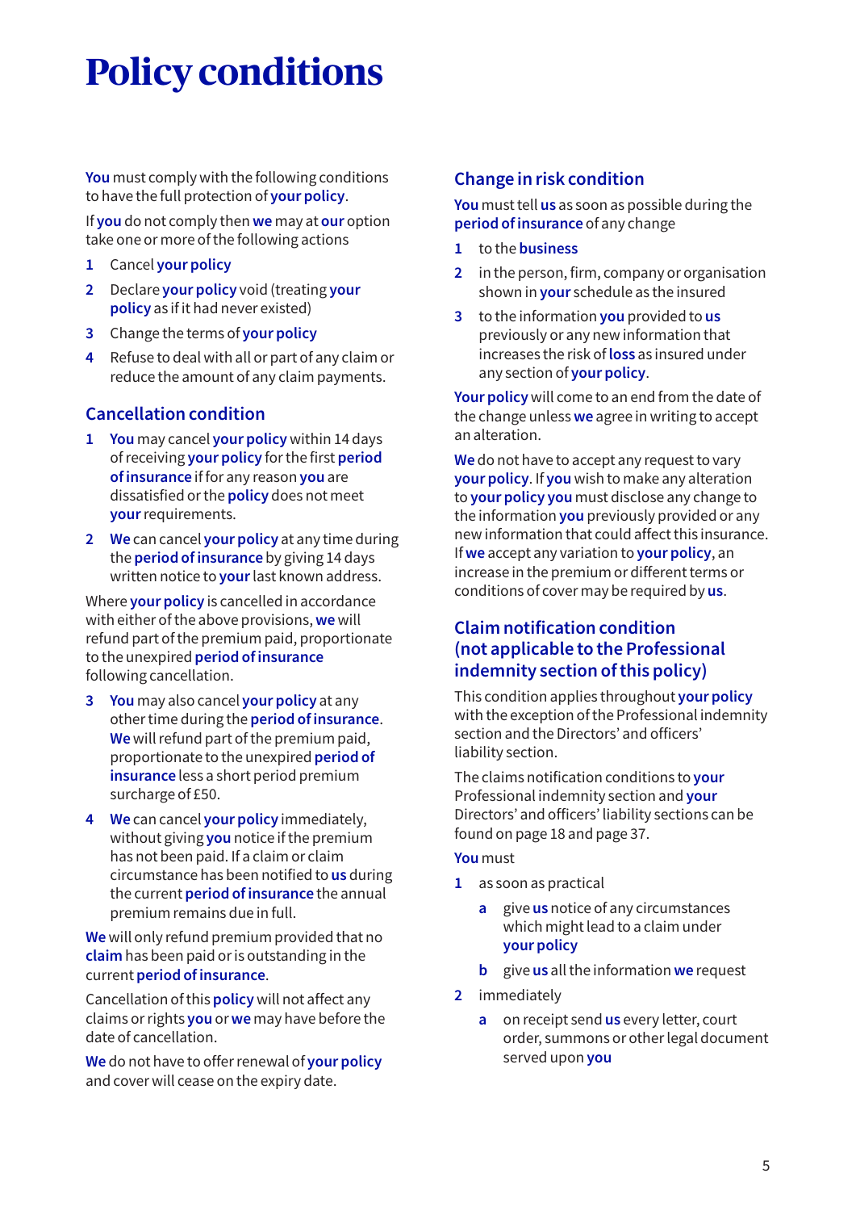# Policy conditions

**You** must comply with the following conditions to have the full protection of **your policy**.

If **you** do not comply then **we** may at **our** option take one or more of the following actions

1. Cancel **your policy**
2. Declare **your policy** void (treating **your policy** as if it had never existed)
3. Change the terms of **your policy**
4. Refuse to deal with all or part of any claim or reduce the amount of any claim payments.

## Cancellation condition

1. **You** may cancel **your policy** within 14 days of receiving **your policy** for the first **period of insurance** if for any reason **you** are dissatisfied or the **policy** does not meet **your** requirements.
2. **We** can cancel **your policy** at any time during the **period of insurance** by giving 14 days written notice to **your** last known address.

Where **your policy** is cancelled in accordance with either of the above provisions, **we** will refund part of the premium paid, proportionate to the unexpired **period of insurance** following cancellation.

3. **You** may also cancel **your policy** at any other time during the **period of insurance**. **We** will refund part of the premium paid, proportionate to the unexpired **period of insurance** less a short period premium surcharge of £50.
4. **We** can cancel **your policy** immediately, without giving **you** notice if the premium has not been paid. If a claim or claim circumstance has been notified to **us** during the current **period of insurance** the annual premium remains due in full.

**We** will only refund premium provided that no **claim** has been paid or is outstanding in the current **period of insurance**.

Cancellation of this **policy** will not affect any claims or rights **you** or **we** may have before the date of cancellation.

**We** do not have to offer renewal of **your policy** and cover will cease on the expiry date.

## Change in risk condition

**You** must tell **us** as soon as possible during the **period of insurance** of any change

1. to the **business**
2. in the person, firm, company or organisation shown in **your** schedule as the insured
3. to the information **you** provided to **us** previously or any new information that increases the risk of **loss** as insured under any section of **your policy**.

**Your policy** will come to an end from the date of the change unless **we** agree in writing to accept an alteration.

**We** do not have to accept any request to vary **your policy**. If **you** wish to make any alteration to **your policy you** must disclose any change to the information **you** previously provided or any new information that could affect this insurance. If **we** accept any variation to **your policy**, an increase in the premium or different terms or conditions of cover may be required by **us**.

## Claim notification condition (not applicable to the Professional indemnity section of this policy)

This condition applies throughout **your policy** with the exception of the Professional indemnity section and the Directors' and officers' liability section.

The claims notification conditions to **your** Professional indemnity section and **your** Directors' and officers' liability sections can be found on page 18 and page 37.

**You** must

1. as soon as practical
   a. give **us** notice of any circumstances which might lead to a claim under **your policy**
   b. give **us** all the information **we** request
2. immediately
   a. on receipt send **us** every letter, court order, summons or other legal document served upon **you**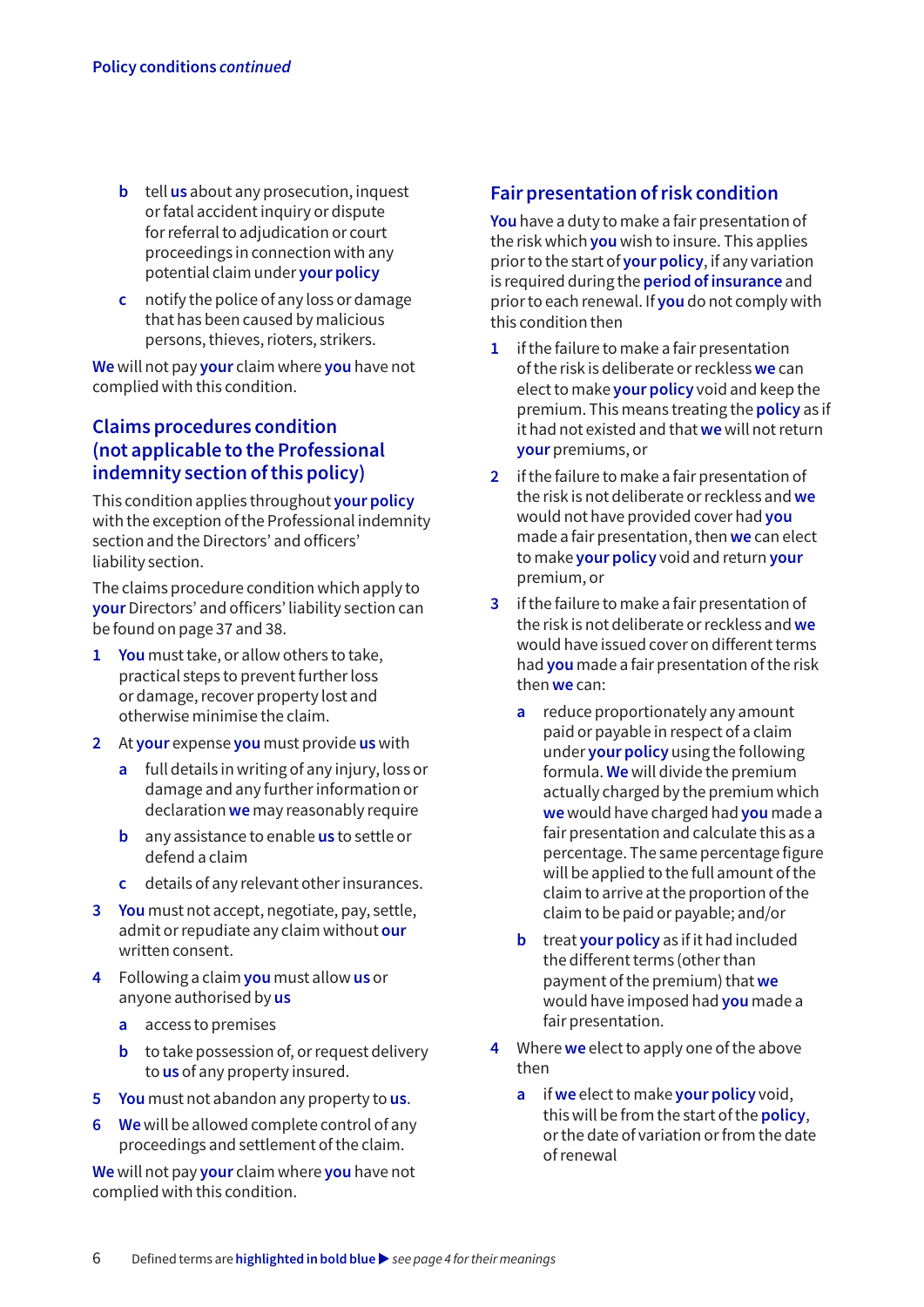**b** tell **us** about any prosecution, inquest or fatal accident inquiry or dispute for referral to adjudication or court proceedings in connection with any potential claim under **your policy**

**c** notify the police of any loss or damage that has been caused by malicious persons, thieves, rioters, strikers.

**We** will not pay **your** claim where **you** have not complied with this condition.

## Claims procedures condition (not applicable to the Professional indemnity section of this policy)

This condition applies throughout **your policy** with the exception of the Professional indemnity section and the Directors' and officers' liability section.

The claims procedure condition which apply to **your** Directors' and officers' liability section can be found on page 37 and 38.

1. **You** must take, or allow others to take, practical steps to prevent further loss or damage, recover property lost and otherwise minimise the claim.
2. At **your** expense **you** must provide **us** with
   - **a** full details in writing of any injury, loss or damage and any further information or declaration **we** may reasonably require
   - **b** any assistance to enable **us** to settle or defend a claim
   - **c** details of any relevant other insurances.
3. **You** must not accept, negotiate, pay, settle, admit or repudiate any claim without **our** written consent.
4. Following a claim **you** must allow **us** or anyone authorised by **us**
   - **a** access to premises
   - **b** to take possession of, or request delivery to **us** of any property insured.
5. **You** must not abandon any property to **us**.
6. **We** will be allowed complete control of any proceedings and settlement of the claim.

**We** will not pay **your** claim where **you** have not complied with this condition.

## Fair presentation of risk condition

**You** have a duty to make a fair presentation of the risk which **you** wish to insure. This applies prior to the start of **your policy**, if any variation is required during the **period of insurance** and prior to each renewal. If **you** do not comply with this condition then

1. if the failure to make a fair presentation of the risk is deliberate or reckless **we** can elect to make **your policy** void and keep the premium. This means treating the **policy** as if it had not existed and that **we** will not return **your** premiums, or
2. if the failure to make a fair presentation of the risk is not deliberate or reckless and **we** would not have provided cover had **you** made a fair presentation, then **we** can elect to make **your policy** void and return **your** premium, or
3. if the failure to make a fair presentation of the risk is not deliberate or reckless and **we** would have issued cover on different terms had **you** made a fair presentation of the risk then **we** can:
   - **a** reduce proportionately any amount paid or payable in respect of a claim under **your policy** using the following formula. **We** will divide the premium actually charged by the premium which **we** would have charged had **you** made a fair presentation and calculate this as a percentage. The same percentage figure will be applied to the full amount of the claim to arrive at the proportion of the claim to be paid or payable; and/or
   - **b** treat **your policy** as if it had included the different terms (other than payment of the premium) that **we** would have imposed had **you** made a fair presentation.
4. Where **we** elect to apply one of the above then
   - **a** if **we** elect to make **your policy** void, this will be from the start of the **policy**, or the date of variation or from the date of renewal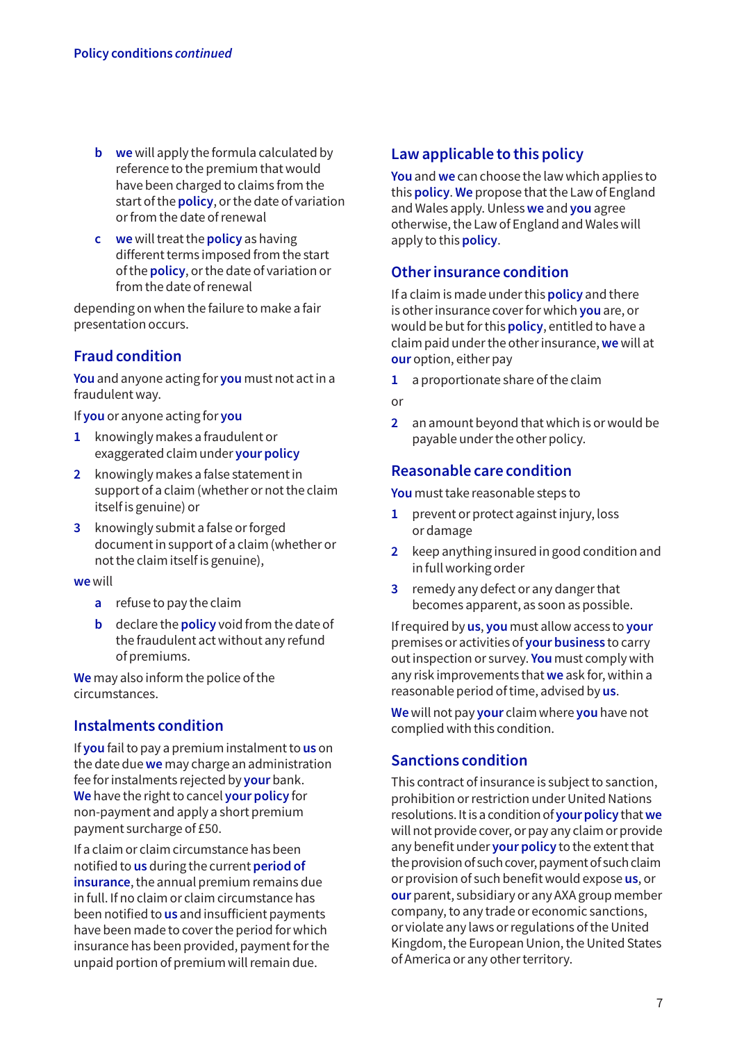b **we** will apply the formula calculated by reference to the premium that would have been charged to claims from the start of the **policy**, or the date of variation or from the date of renewal

c **we** will treat the **policy** as having different terms imposed from the start of the **policy**, or the date of variation or from the date of renewal

depending on when the failure to make a fair presentation occurs.

## Fraud condition

**You** and anyone acting for **you** must not act in a fraudulent way.

If **you** or anyone acting for **you**

1. knowingly makes a fraudulent or exaggerated claim under **your policy**
2. knowingly makes a false statement in support of a claim (whether or not the claim itself is genuine) or
3. knowingly submit a false or forged document in support of a claim (whether or not the claim itself is genuine),

**we** will

a refuse to pay the claim

b declare the **policy** void from the date of the fraudulent act without any refund of premiums.

**We** may also inform the police of the circumstances.

## Instalments condition

If **you** fail to pay a premium instalment to **us** on the date due **we** may charge an administration fee for instalments rejected by **your** bank. **We** have the right to cancel **your policy** for non-payment and apply a short premium payment surcharge of £50.

If a claim or claim circumstance has been notified to **us** during the current **period of insurance**, the annual premium remains due in full. If no claim or claim circumstance has been notified to **us** and insufficient payments have been made to cover the period for which insurance has been provided, payment for the unpaid portion of premium will remain due.

## Law applicable to this policy

**You** and **we** can choose the law which applies to this **policy**. **We** propose that the Law of England and Wales apply. Unless **we** and **you** agree otherwise, the Law of England and Wales will apply to this **policy**.

## Other insurance condition

If a claim is made under this **policy** and there is other insurance cover for which **you** are, or would be but for this **policy**, entitled to have a claim paid under the other insurance, **we** will at **our** option, either pay

1. a proportionate share of the claim

or

2. an amount beyond that which is or would be payable under the other policy.

## Reasonable care condition

**You** must take reasonable steps to

1. prevent or protect against injury, loss or damage
2. keep anything insured in good condition and in full working order
3. remedy any defect or any danger that becomes apparent, as soon as possible.

If required by **us**, **you** must allow access to **your** premises or activities of **your business** to carry out inspection or survey. **You** must comply with any risk improvements that **we** ask for, within a reasonable period of time, advised by **us**.

**We** will not pay **your** claim where **you** have not complied with this condition.

## Sanctions condition

This contract of insurance is subject to sanction, prohibition or restriction under United Nations resolutions. It is a condition of **your policy** that **we** will not provide cover, or pay any claim or provide any benefit under **your policy** to the extent that the provision of such cover, payment of such claim or provision of such benefit would expose **us**, or **our** parent, subsidiary or any AXA group member company, to any trade or economic sanctions, or violate any laws or regulations of the United Kingdom, the European Union, the United States of America or any other territory.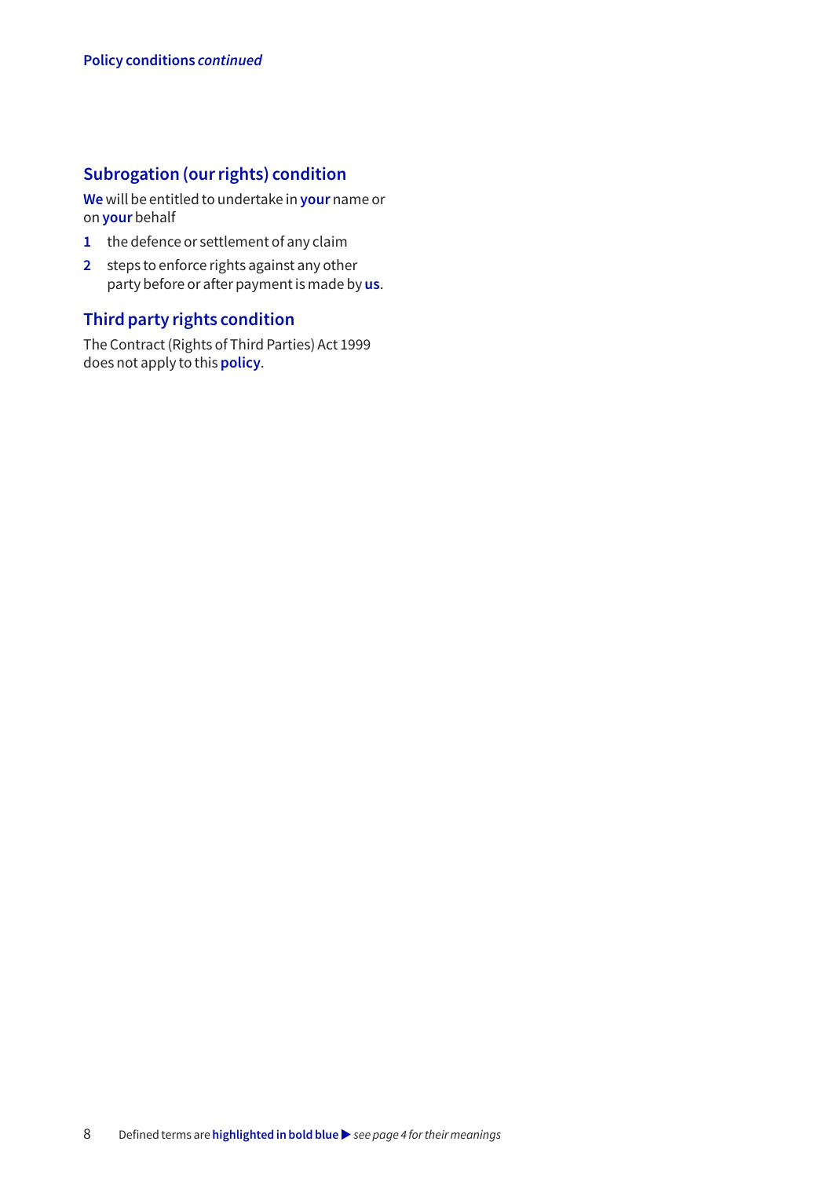## Subrogation (our rights) condition

**We** will be entitled to undertake in **your** name or on **your** behalf

1. the defence or settlement of any claim
2. steps to enforce rights against any other party before or after payment is made by **us**.

## Third party rights condition

The Contract (Rights of Third Parties) Act 1999 does not apply to this **policy**.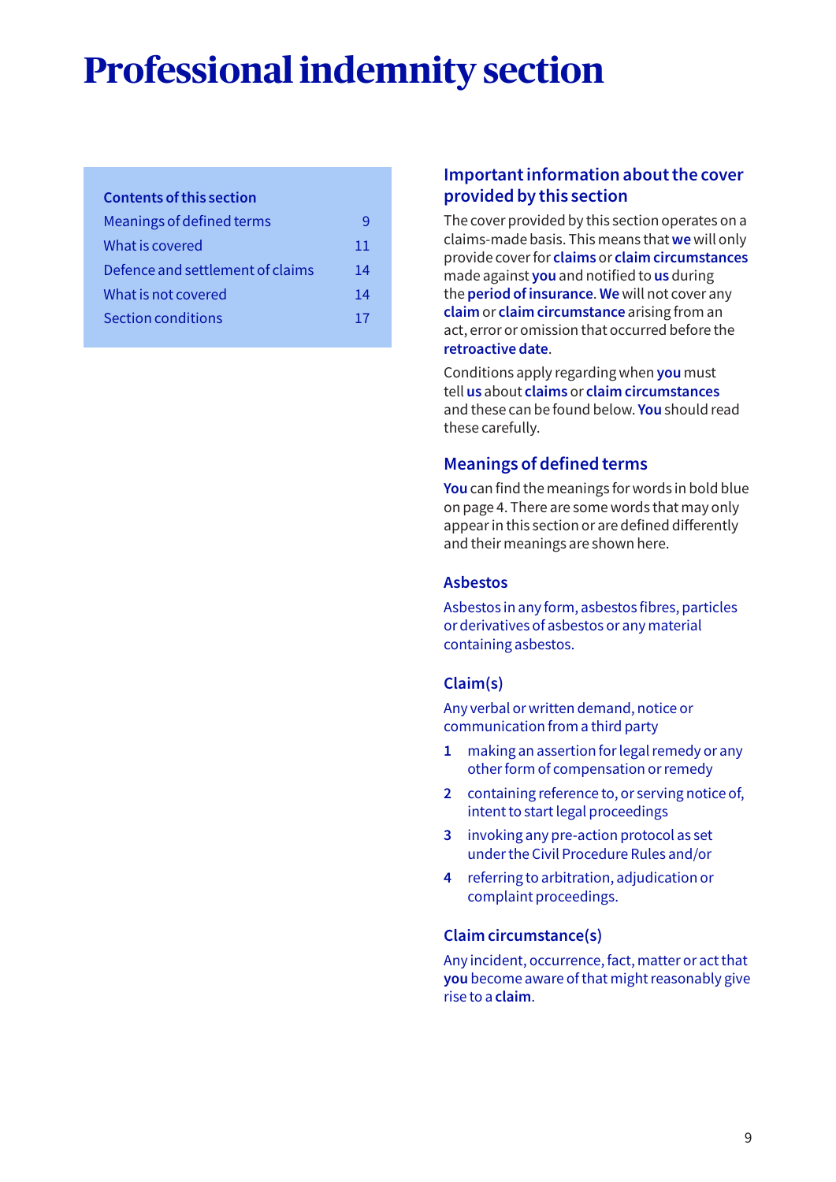# Professional indemnity section

| Contents of this section | |
|---|---|
| Meanings of defined terms | 9 |
| What is covered | 11 |
| Defence and settlement of claims | 14 |
| What is not covered | 14 |
| Section conditions | 17 |

## Important information about the cover provided by this section

The cover provided by this section operates on a claims-made basis. This means that **we** will only provide cover for **claims** or **claim circumstances** made against **you** and notified to **us** during the **period of insurance**. **We** will not cover any **claim** or **claim circumstance** arising from an act, error or omission that occurred before the **retroactive date**.

Conditions apply regarding when **you** must tell **us** about **claims** or **claim circumstances** and these can be found below. **You** should read these carefully.

## Meanings of defined terms

**You** can find the meanings for words in bold blue on page 4. There are some words that may only appear in this section or are defined differently and their meanings are shown here.

### Asbestos

Asbestos in any form, asbestos fibres, particles or derivatives of asbestos or any material containing asbestos.

### Claim(s)

Any verbal or written demand, notice or communication from a third party

1. making an assertion for legal remedy or any other form of compensation or remedy
2. containing reference to, or serving notice of, intent to start legal proceedings
3. invoking any pre-action protocol as set under the Civil Procedure Rules and/or
4. referring to arbitration, adjudication or complaint proceedings.

### Claim circumstance(s)

Any incident, occurrence, fact, matter or act that **you** become aware of that might reasonably give rise to a **claim**.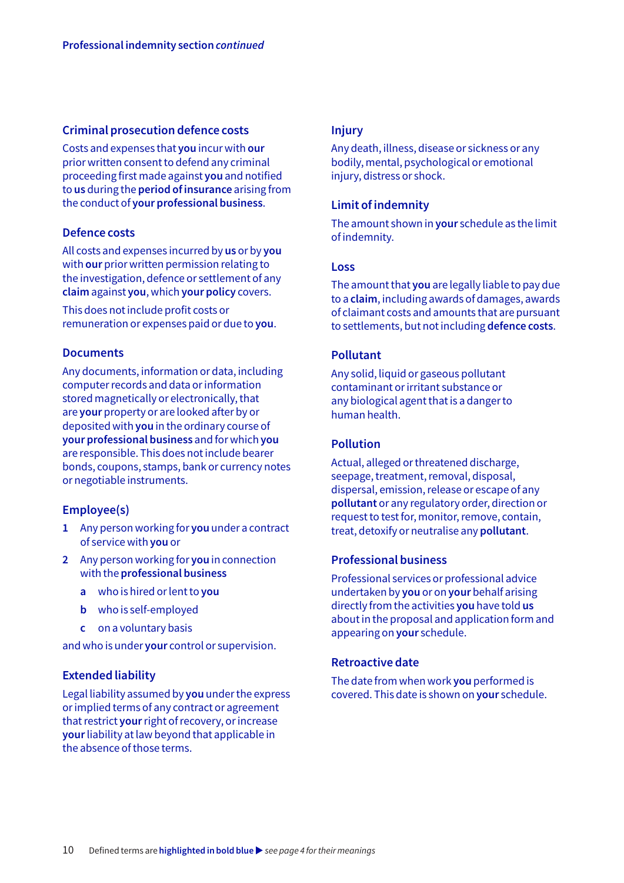### Criminal prosecution defence costs

Costs and expenses that **you** incur with **our** prior written consent to defend any criminal proceeding first made against **you** and notified to **us** during the **period of insurance** arising from the conduct of **your professional business**.

### Defence costs

All costs and expenses incurred by **us** or by **you** with **our** prior written permission relating to the investigation, defence or settlement of any **claim** against **you**, which **your policy** covers.

This does not include profit costs or remuneration or expenses paid or due to **you**.

### Documents

Any documents, information or data, including computer records and data or information stored magnetically or electronically, that are **your** property or are looked after by or deposited with **you** in the ordinary course of **your professional business** and for which **you** are responsible. This does not include bearer bonds, coupons, stamps, bank or currency notes or negotiable instruments.

### Employee(s)

1. Any person working for **you** under a contract of service with **you** or
2. Any person working for **you** in connection with the **professional business**
   - a. who is hired or lent to **you**
   - b. who is self-employed
   - c. on a voluntary basis

and who is under **your** control or supervision.

### Extended liability

Legal liability assumed by **you** under the express or implied terms of any contract or agreement that restrict **your** right of recovery, or increase **your** liability at law beyond that applicable in the absence of those terms.

### Injury

Any death, illness, disease or sickness or any bodily, mental, psychological or emotional injury, distress or shock.

### Limit of indemnity

The amount shown in **your** schedule as the limit of indemnity.

### Loss

The amount that **you** are legally liable to pay due to a **claim**, including awards of damages, awards of claimant costs and amounts that are pursuant to settlements, but not including **defence costs**.

### Pollutant

Any solid, liquid or gaseous pollutant contaminant or irritant substance or any biological agent that is a danger to human health.

### Pollution

Actual, alleged or threatened discharge, seepage, treatment, removal, disposal, dispersal, emission, release or escape of any **pollutant** or any regulatory order, direction or request to test for, monitor, remove, contain, treat, detoxify or neutralise any **pollutant**.

### Professional business

Professional services or professional advice undertaken by **you** or on **your** behalf arising directly from the activities **you** have told **us** about in the proposal and application form and appearing on **your** schedule.

### Retroactive date

The date from when work **you** performed is covered. This date is shown on **your** schedule.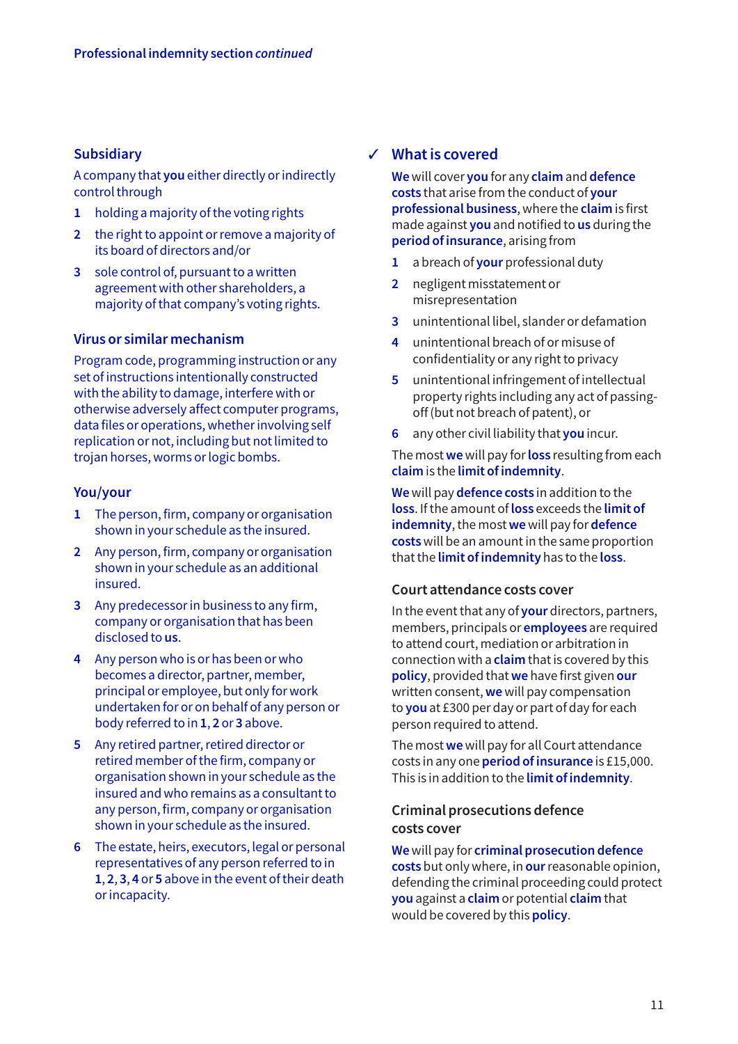### Subsidiary

A company that **you** either directly or indirectly control through

1. holding a majority of the voting rights
2. the right to appoint or remove a majority of its board of directors and/or
3. sole control of, pursuant to a written agreement with other shareholders, a majority of that company's voting rights.

### Virus or similar mechanism

Program code, programming instruction or any set of instructions intentionally constructed with the ability to damage, interfere with or otherwise adversely affect computer programs, data files or operations, whether involving self replication or not, including but not limited to trojan horses, worms or logic bombs.

### You/your

1. The person, firm, company or organisation shown in your schedule as the insured.
2. Any person, firm, company or organisation shown in your schedule as an additional insured.
3. Any predecessor in business to any firm, company or organisation that has been disclosed to **us**.
4. Any person who is or has been or who becomes a director, partner, member, principal or employee, but only for work undertaken for or on behalf of any person or body referred to in **1**, **2** or **3** above.
5. Any retired partner, retired director or retired member of the firm, company or organisation shown in your schedule as the insured and who remains as a consultant to any person, firm, company or organisation shown in your schedule as the insured.
6. The estate, heirs, executors, legal or personal representatives of any person referred to in **1**, **2**, **3**, **4** or **5** above in the event of their death or incapacity.

## ✓ What is covered

**We** will cover **you** for any **claim** and **defence costs** that arise from the conduct of **your professional business**, where the **claim** is first made against **you** and notified to **us** during the **period of insurance**, arising from

1. a breach of **your** professional duty
2. negligent misstatement or misrepresentation
3. unintentional libel, slander or defamation
4. unintentional breach of or misuse of confidentiality or any right to privacy
5. unintentional infringement of intellectual property rights including any act of passing-off (but not breach of patent), or
6. any other civil liability that **you** incur.

The most **we** will pay for **loss** resulting from each **claim** is the **limit of indemnity**.

**We** will pay **defence costs** in addition to the **loss**. If the amount of **loss** exceeds the **limit of indemnity**, the most **we** will pay for **defence costs** will be an amount in the same proportion that the **limit of indemnity** has to the **loss**.

### Court attendance costs cover

In the event that any of **your** directors, partners, members, principals or **employees** are required to attend court, mediation or arbitration in connection with a **claim** that is covered by this **policy**, provided that **we** have first given **our** written consent, **we** will pay compensation to **you** at £300 per day or part of day for each person required to attend.

The most **we** will pay for all Court attendance costs in any one **period of insurance** is £15,000. This is in addition to the **limit of indemnity**.

### Criminal prosecutions defence costs cover

**We** will pay for **criminal prosecution defence costs** but only where, in **our** reasonable opinion, defending the criminal proceeding could protect **you** against a **claim** or potential **claim** that would be covered by this **policy**.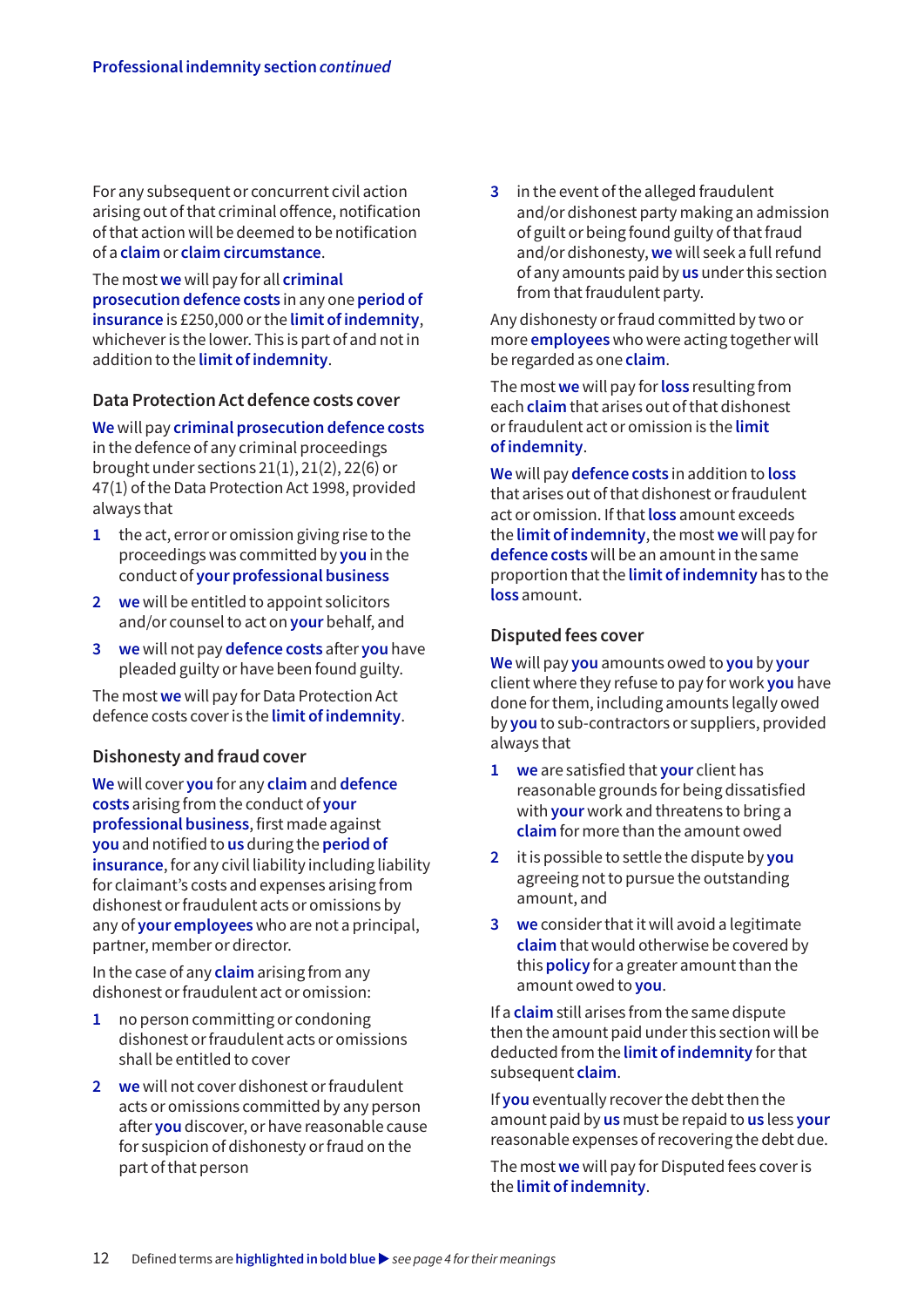For any subsequent or concurrent civil action arising out of that criminal offence, notification of that action will be deemed to be notification of a **claim** or **claim circumstance**.

The most **we** will pay for all **criminal prosecution defence costs** in any one **period of insurance** is £250,000 or the **limit of indemnity**, whichever is the lower. This is part of and not in addition to the **limit of indemnity**.

### Data Protection Act defence costs cover

**We** will pay **criminal prosecution defence costs** in the defence of any criminal proceedings brought under sections 21(1), 21(2), 22(6) or 47(1) of the Data Protection Act 1998, provided always that

1. the act, error or omission giving rise to the proceedings was committed by **you** in the conduct of **your professional business**
2. **we** will be entitled to appoint solicitors and/or counsel to act on **your** behalf, and
3. **we** will not pay **defence costs** after **you** have pleaded guilty or have been found guilty.

The most **we** will pay for Data Protection Act defence costs cover is the **limit of indemnity**.

### Dishonesty and fraud cover

**We** will cover **you** for any **claim** and **defence costs** arising from the conduct of **your professional business**, first made against **you** and notified to **us** during the **period of insurance**, for any civil liability including liability for claimant's costs and expenses arising from dishonest or fraudulent acts or omissions by any of **your employees** who are not a principal, partner, member or director.

In the case of any **claim** arising from any dishonest or fraudulent act or omission:

1. no person committing or condoning dishonest or fraudulent acts or omissions shall be entitled to cover
2. **we** will not cover dishonest or fraudulent acts or omissions committed by any person after **you** discover, or have reasonable cause for suspicion of dishonesty or fraud on the part of that person
3. in the event of the alleged fraudulent and/or dishonest party making an admission of guilt or being found guilty of that fraud and/or dishonesty, **we** will seek a full refund of any amounts paid by **us** under this section from that fraudulent party.

Any dishonesty or fraud committed by two or more **employees** who were acting together will be regarded as one **claim**.

The most **we** will pay for **loss** resulting from each **claim** that arises out of that dishonest or fraudulent act or omission is the **limit of indemnity**.

**We** will pay **defence costs** in addition to **loss** that arises out of that dishonest or fraudulent act or omission. If that **loss** amount exceeds the **limit of indemnity**, the most **we** will pay for **defence costs** will be an amount in the same proportion that the **limit of indemnity** has to the **loss** amount.

### Disputed fees cover

**We** will pay **you** amounts owed to **you** by **your** client where they refuse to pay for work **you** have done for them, including amounts legally owed by **you** to sub-contractors or suppliers, provided always that

1. **we** are satisfied that **your** client has reasonable grounds for being dissatisfied with **your** work and threatens to bring a **claim** for more than the amount owed
2. it is possible to settle the dispute by **you** agreeing not to pursue the outstanding amount, and
3. **we** consider that it will avoid a legitimate **claim** that would otherwise be covered by this **policy** for a greater amount than the amount owed to **you**.

If a **claim** still arises from the same dispute then the amount paid under this section will be deducted from the **limit of indemnity** for that subsequent **claim**.

If **you** eventually recover the debt then the amount paid by **us** must be repaid to **us** less **your** reasonable expenses of recovering the debt due.

The most **we** will pay for Disputed fees cover is the **limit of indemnity**.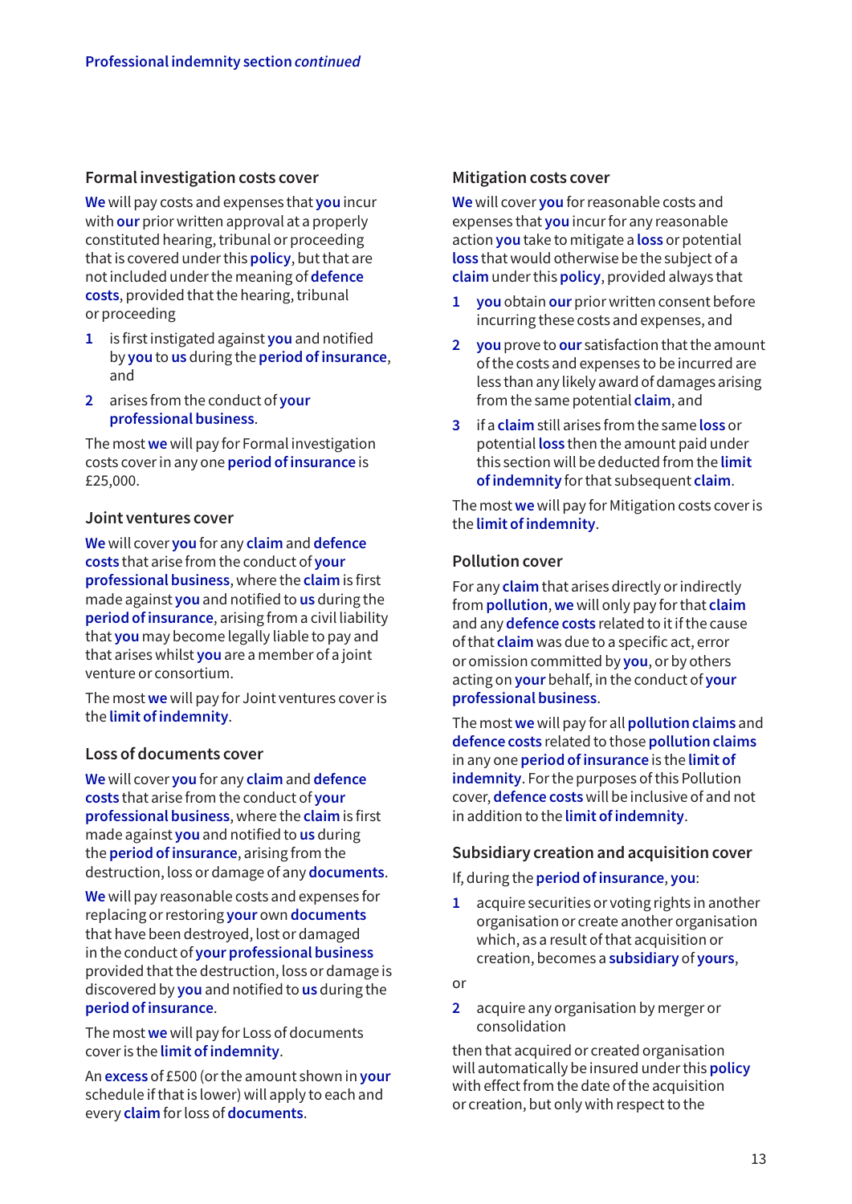### Formal investigation costs cover

**We** will pay costs and expenses that **you** incur with **our** prior written approval at a properly constituted hearing, tribunal or proceeding that is covered under this **policy**, but that are not included under the meaning of **defence costs**, provided that the hearing, tribunal or proceeding

1. is first instigated against **you** and notified by **you** to **us** during the **period of insurance**, and
2. arises from the conduct of **your professional business**.

The most **we** will pay for Formal investigation costs cover in any one **period of insurance** is £25,000.

### Joint ventures cover

**We** will cover **you** for any **claim** and **defence costs** that arise from the conduct of **your professional business**, where the **claim** is first made against **you** and notified to **us** during the **period of insurance**, arising from a civil liability that **you** may become legally liable to pay and that arises whilst **you** are a member of a joint venture or consortium.

The most **we** will pay for Joint ventures cover is the **limit of indemnity**.

### Loss of documents cover

**We** will cover **you** for any **claim** and **defence costs** that arise from the conduct of **your professional business**, where the **claim** is first made against **you** and notified to **us** during the **period of insurance**, arising from the destruction, loss or damage of any **documents**.

**We** will pay reasonable costs and expenses for replacing or restoring **your** own **documents** that have been destroyed, lost or damaged in the conduct of **your professional business** provided that the destruction, loss or damage is discovered by **you** and notified to **us** during the **period of insurance**.

The most **we** will pay for Loss of documents cover is the **limit of indemnity**.

An **excess** of £500 (or the amount shown in **your** schedule if that is lower) will apply to each and every **claim** for loss of **documents**.

### Mitigation costs cover

**We** will cover **you** for reasonable costs and expenses that **you** incur for any reasonable action **you** take to mitigate a **loss** or potential **loss** that would otherwise be the subject of a **claim** under this **policy**, provided always that

1. **you** obtain **our** prior written consent before incurring these costs and expenses, and
2. **you** prove to **our** satisfaction that the amount of the costs and expenses to be incurred are less than any likely award of damages arising from the same potential **claim**, and
3. if a **claim** still arises from the same **loss** or potential **loss** then the amount paid under this section will be deducted from the **limit of indemnity** for that subsequent **claim**.

The most **we** will pay for Mitigation costs cover is the **limit of indemnity**.

### Pollution cover

For any **claim** that arises directly or indirectly from **pollution**, **we** will only pay for that **claim** and any **defence costs** related to it if the cause of that **claim** was due to a specific act, error or omission committed by **you**, or by others acting on **your** behalf, in the conduct of **your professional business**.

The most **we** will pay for all **pollution claims** and **defence costs** related to those **pollution claims** in any one **period of insurance** is the **limit of indemnity**. For the purposes of this Pollution cover, **defence costs** will be inclusive of and not in addition to the **limit of indemnity**.

### Subsidiary creation and acquisition cover

If, during the **period of insurance**, **you**:

1. acquire securities or voting rights in another organisation or create another organisation which, as a result of that acquisition or creation, becomes a **subsidiary** of **yours**,

or

2. acquire any organisation by merger or consolidation

then that acquired or created organisation will automatically be insured under this **policy** with effect from the date of the acquisition or creation, but only with respect to the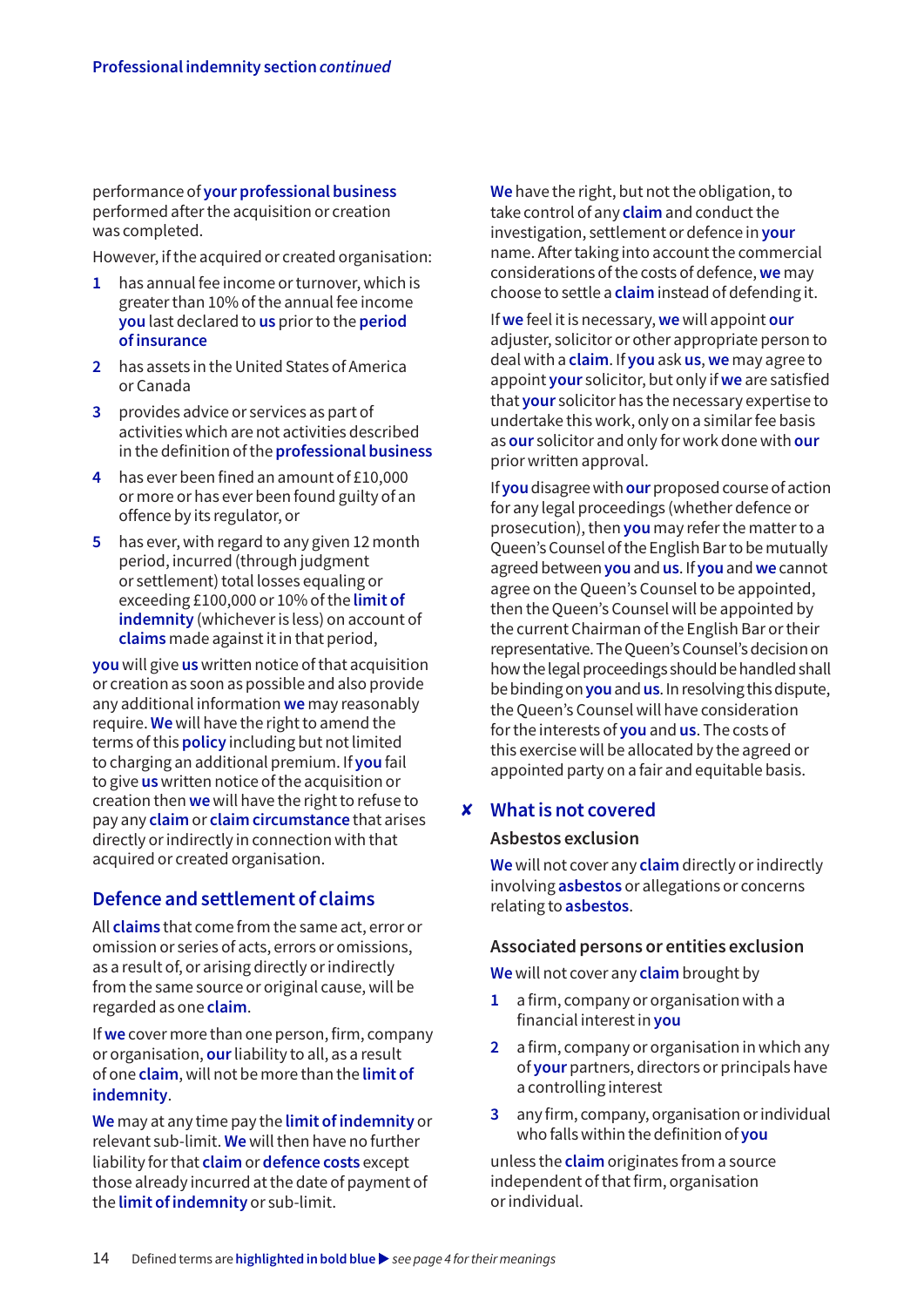performance of **your professional business** performed after the acquisition or creation was completed.

However, if the acquired or created organisation:

1. has annual fee income or turnover, which is greater than 10% of the annual fee income **you** last declared to **us** prior to the **period of insurance**
2. has assets in the United States of America or Canada
3. provides advice or services as part of activities which are not activities described in the definition of the **professional business**
4. has ever been fined an amount of £10,000 or more or has ever been found guilty of an offence by its regulator, or
5. has ever, with regard to any given 12 month period, incurred (through judgment or settlement) total losses equaling or exceeding £100,000 or 10% of the **limit of indemnity** (whichever is less) on account of **claims** made against it in that period,

**you** will give **us** written notice of that acquisition or creation as soon as possible and also provide any additional information **we** may reasonably require. **We** will have the right to amend the terms of this **policy** including but not limited to charging an additional premium. If **you** fail to give **us** written notice of the acquisition or creation then **we** will have the right to refuse to pay any **claim** or **claim circumstance** that arises directly or indirectly in connection with that acquired or created organisation.

## Defence and settlement of claims

All **claims** that come from the same act, error or omission or series of acts, errors or omissions, as a result of, or arising directly or indirectly from the same source or original cause, will be regarded as one **claim**.

If **we** cover more than one person, firm, company or organisation, **our** liability to all, as a result of one **claim**, will not be more than the **limit of indemnity**.

**We** may at any time pay the **limit of indemnity** or relevant sub-limit. **We** will then have no further liability for that **claim** or **defence costs** except those already incurred at the date of payment of the **limit of indemnity** or sub-limit.

**We** have the right, but not the obligation, to take control of any **claim** and conduct the investigation, settlement or defence in **your** name. After taking into account the commercial considerations of the costs of defence, **we** may choose to settle a **claim** instead of defending it.

If **we** feel it is necessary, **we** will appoint **our** adjuster, solicitor or other appropriate person to deal with a **claim**. If **you** ask **us**, **we** may agree to appoint **your** solicitor, but only if **we** are satisfied that **your** solicitor has the necessary expertise to undertake this work, only on a similar fee basis as **our** solicitor and only for work done with **our** prior written approval.

If **you** disagree with **our** proposed course of action for any legal proceedings (whether defence or prosecution), then **you** may refer the matter to a Queen's Counsel of the English Bar to be mutually agreed between **you** and **us**. If **you** and **we** cannot agree on the Queen's Counsel to be appointed, then the Queen's Counsel will be appointed by the current Chairman of the English Bar or their representative. The Queen's Counsel's decision on how the legal proceedings should be handled shall be binding on **you** and **us**. In resolving this dispute, the Queen's Counsel will have consideration for the interests of **you** and **us**. The costs of this exercise will be allocated by the agreed or appointed party on a fair and equitable basis.

## ✘ What is not covered

### Asbestos exclusion

**We** will not cover any **claim** directly or indirectly involving **asbestos** or allegations or concerns relating to **asbestos**.

### Associated persons or entities exclusion

**We** will not cover any **claim** brought by

1. a firm, company or organisation with a financial interest in **you**
2. a firm, company or organisation in which any of **your** partners, directors or principals have a controlling interest
3. any firm, company, organisation or individual who falls within the definition of **you**

unless the **claim** originates from a source independent of that firm, organisation or individual.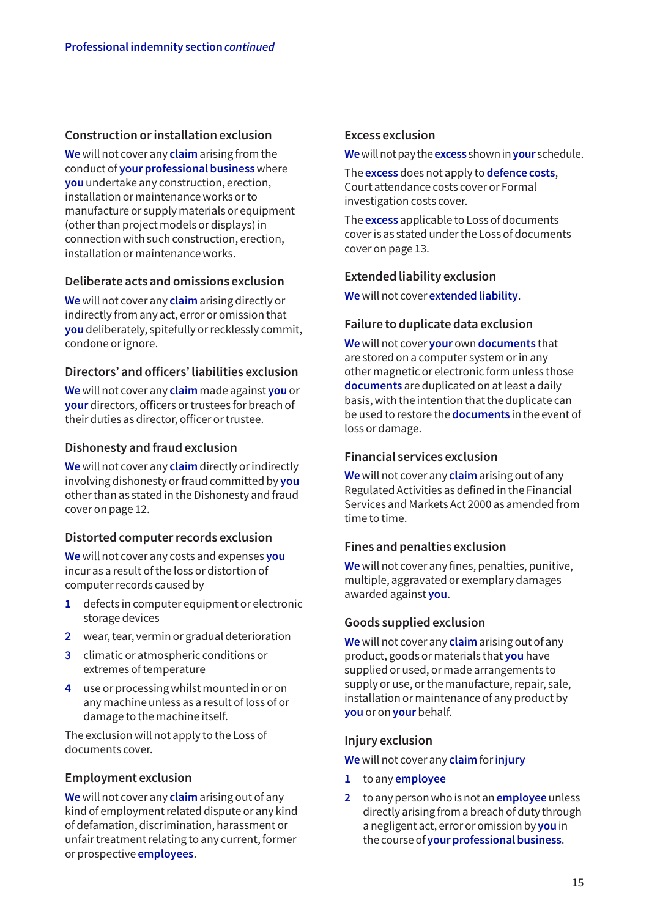Professional indemnity section *continued*

### Construction or installation exclusion

**We** will not cover any **claim** arising from the conduct of **your professional business** where **you** undertake any construction, erection, installation or maintenance works or to manufacture or supply materials or equipment (other than project models or displays) in connection with such construction, erection, installation or maintenance works.

### Deliberate acts and omissions exclusion

**We** will not cover any **claim** arising directly or indirectly from any act, error or omission that **you** deliberately, spitefully or recklessly commit, condone or ignore.

### Directors' and officers' liabilities exclusion

**We** will not cover any **claim** made against **you** or **your** directors, officers or trustees for breach of their duties as director, officer or trustee.

### Dishonesty and fraud exclusion

**We** will not cover any **claim** directly or indirectly involving dishonesty or fraud committed by **you** other than as stated in the Dishonesty and fraud cover on page 12.

### Distorted computer records exclusion

**We** will not cover any costs and expenses **you** incur as a result of the loss or distortion of computer records caused by

1. defects in computer equipment or electronic storage devices
2. wear, tear, vermin or gradual deterioration
3. climatic or atmospheric conditions or extremes of temperature
4. use or processing whilst mounted in or on any machine unless as a result of loss of or damage to the machine itself.

The exclusion will not apply to the Loss of documents cover.

### Employment exclusion

**We** will not cover any **claim** arising out of any kind of employment related dispute or any kind of defamation, discrimination, harassment or unfair treatment relating to any current, former or prospective **employees**.

### Excess exclusion

**We** will not pay the **excess** shown in **your** schedule.

The **excess** does not apply to **defence costs**, Court attendance costs cover or Formal investigation costs cover.

The **excess** applicable to Loss of documents cover is as stated under the Loss of documents cover on page 13.

### Extended liability exclusion

**We** will not cover **extended liability**.

### Failure to duplicate data exclusion

**We** will not cover **your** own **documents** that are stored on a computer system or in any other magnetic or electronic form unless those **documents** are duplicated on at least a daily basis, with the intention that the duplicate can be used to restore the **documents** in the event of loss or damage.

### Financial services exclusion

**We** will not cover any **claim** arising out of any Regulated Activities as defined in the Financial Services and Markets Act 2000 as amended from time to time.

### Fines and penalties exclusion

**We** will not cover any fines, penalties, punitive, multiple, aggravated or exemplary damages awarded against **you**.

### Goods supplied exclusion

**We** will not cover any **claim** arising out of any product, goods or materials that **you** have supplied or used, or made arrangements to supply or use, or the manufacture, repair, sale, installation or maintenance of any product by **you** or on **your** behalf.

### Injury exclusion

**We** will not cover any **claim** for **injury**

1. to any **employee**
2. to any person who is not an **employee** unless directly arising from a breach of duty through a negligent act, error or omission by **you** in the course of **your professional business**.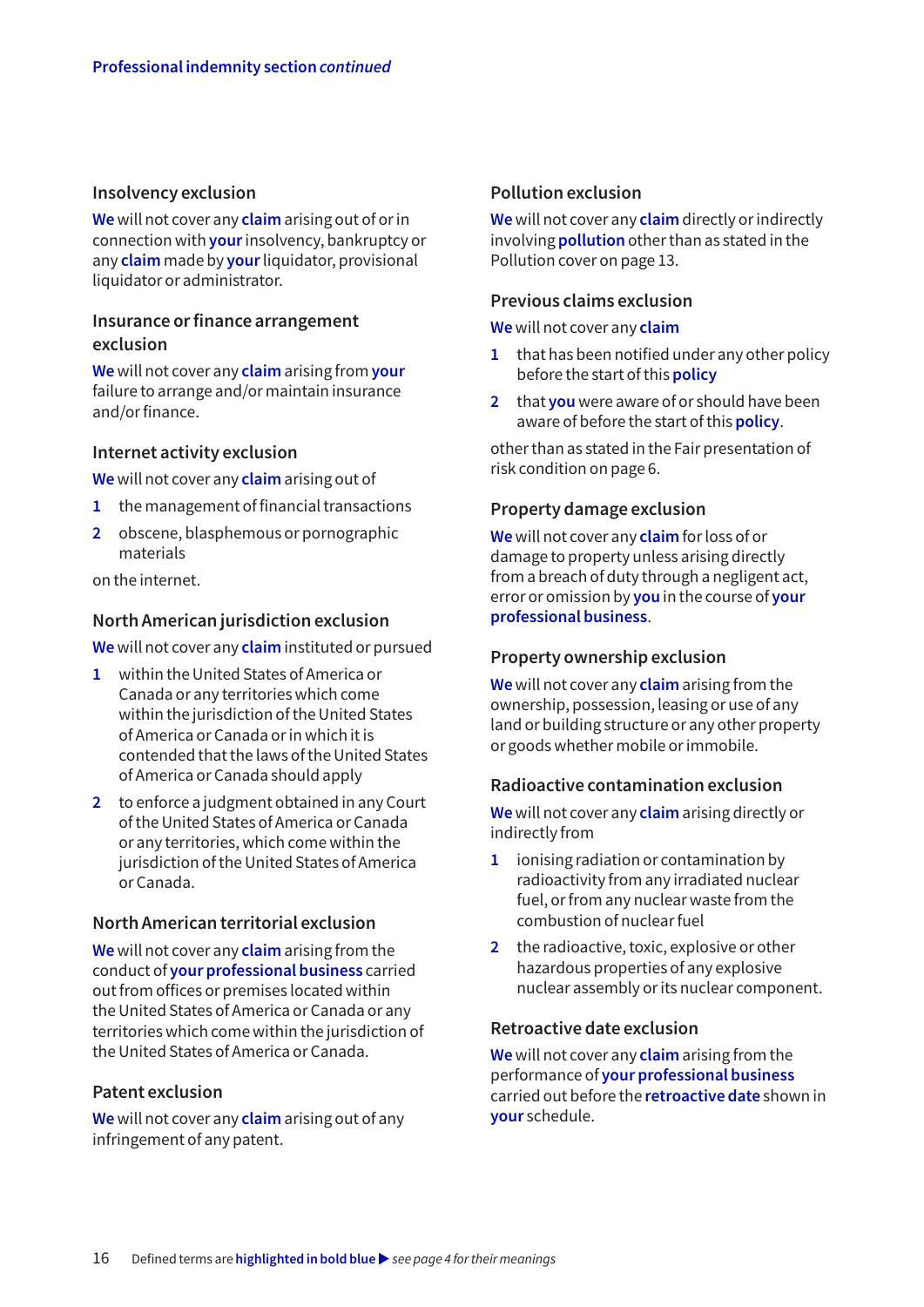### Insolvency exclusion

**We** will not cover any **claim** arising out of or in connection with **your** insolvency, bankruptcy or any **claim** made by **your** liquidator, provisional liquidator or administrator.

### Insurance or finance arrangement exclusion

**We** will not cover any **claim** arising from **your** failure to arrange and/or maintain insurance and/or finance.

### Internet activity exclusion

**We** will not cover any **claim** arising out of

1. the management of financial transactions
2. obscene, blasphemous or pornographic materials

on the internet.

### North American jurisdiction exclusion

**We** will not cover any **claim** instituted or pursued

1. within the United States of America or Canada or any territories which come within the jurisdiction of the United States of America or Canada or in which it is contended that the laws of the United States of America or Canada should apply
2. to enforce a judgment obtained in any Court of the United States of America or Canada or any territories, which come within the jurisdiction of the United States of America or Canada.

### North American territorial exclusion

**We** will not cover any **claim** arising from the conduct of **your professional business** carried out from offices or premises located within the United States of America or Canada or any territories which come within the jurisdiction of the United States of America or Canada.

### Patent exclusion

**We** will not cover any **claim** arising out of any infringement of any patent.

### Pollution exclusion

**We** will not cover any **claim** directly or indirectly involving **pollution** other than as stated in the Pollution cover on page 13.

### Previous claims exclusion

**We** will not cover any **claim**

1. that has been notified under any other policy before the start of this **policy**
2. that **you** were aware of or should have been aware of before the start of this **policy**.

other than as stated in the Fair presentation of risk condition on page 6.

### Property damage exclusion

**We** will not cover any **claim** for loss of or damage to property unless arising directly from a breach of duty through a negligent act, error or omission by **you** in the course of **your professional business**.

### Property ownership exclusion

**We** will not cover any **claim** arising from the ownership, possession, leasing or use of any land or building structure or any other property or goods whether mobile or immobile.

### Radioactive contamination exclusion

**We** will not cover any **claim** arising directly or indirectly from

1. ionising radiation or contamination by radioactivity from any irradiated nuclear fuel, or from any nuclear waste from the combustion of nuclear fuel
2. the radioactive, toxic, explosive or other hazardous properties of any explosive nuclear assembly or its nuclear component.

### Retroactive date exclusion

**We** will not cover any **claim** arising from the performance of **your professional business** carried out before the **retroactive date** shown in **your** schedule.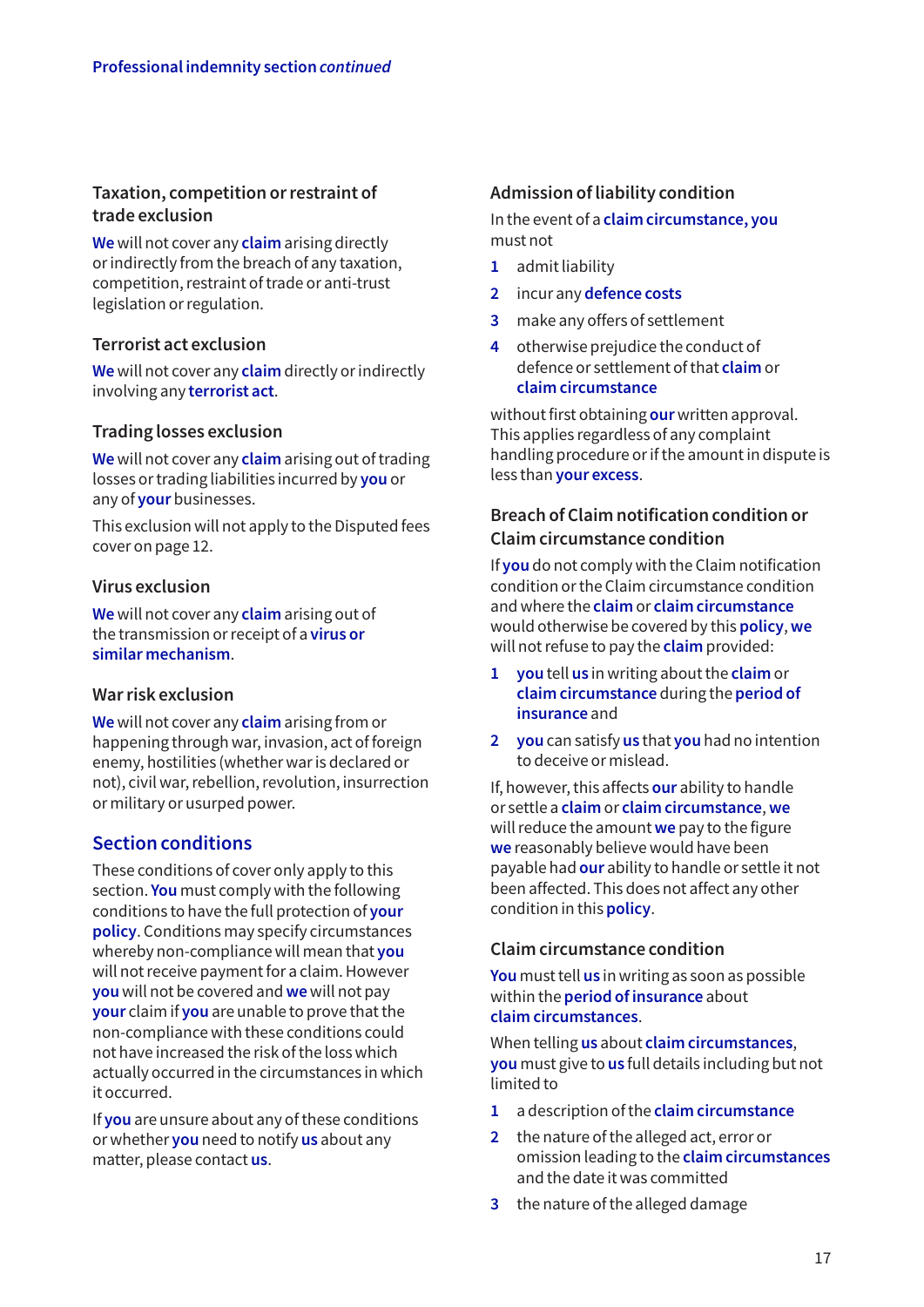### Taxation, competition or restraint of trade exclusion

**We** will not cover any **claim** arising directly or indirectly from the breach of any taxation, competition, restraint of trade or anti-trust legislation or regulation.

### Terrorist act exclusion

**We** will not cover any **claim** directly or indirectly involving any **terrorist act**.

### Trading losses exclusion

**We** will not cover any **claim** arising out of trading losses or trading liabilities incurred by **you** or any of **your** businesses.

This exclusion will not apply to the Disputed fees cover on page 12.

### Virus exclusion

**We** will not cover any **claim** arising out of the transmission or receipt of a **virus or similar mechanism**.

### War risk exclusion

**We** will not cover any **claim** arising from or happening through war, invasion, act of foreign enemy, hostilities (whether war is declared or not), civil war, rebellion, revolution, insurrection or military or usurped power.

## Section conditions

These conditions of cover only apply to this section. **You** must comply with the following conditions to have the full protection of **your policy**. Conditions may specify circumstances whereby non-compliance will mean that **you** will not receive payment for a claim. However **you** will not be covered and **we** will not pay **your** claim if **you** are unable to prove that the non-compliance with these conditions could not have increased the risk of the loss which actually occurred in the circumstances in which it occurred.

If **you** are unsure about any of these conditions or whether **you** need to notify **us** about any matter, please contact **us**.

### Admission of liability condition

In the event of a **claim circumstance, you** must not

1. admit liability
2. incur any **defence costs**
3. make any offers of settlement
4. otherwise prejudice the conduct of defence or settlement of that **claim** or **claim circumstance**

without first obtaining **our** written approval. This applies regardless of any complaint handling procedure or if the amount in dispute is less than **your excess**.

### Breach of Claim notification condition or Claim circumstance condition

If **you** do not comply with the Claim notification condition or the Claim circumstance condition and where the **claim** or **claim circumstance** would otherwise be covered by this **policy**, **we** will not refuse to pay the **claim** provided:

1. **you** tell **us** in writing about the **claim** or **claim circumstance** during the **period of insurance** and
2. **you** can satisfy **us** that **you** had no intention to deceive or mislead.

If, however, this affects **our** ability to handle or settle a **claim** or **claim circumstance**, **we** will reduce the amount **we** pay to the figure **we** reasonably believe would have been payable had **our** ability to handle or settle it not been affected. This does not affect any other condition in this **policy**.

### Claim circumstance condition

**You** must tell **us** in writing as soon as possible within the **period of insurance** about **claim circumstances**.

When telling **us** about **claim circumstances**, **you** must give to **us** full details including but not limited to

1. a description of the **claim circumstance**
2. the nature of the alleged act, error or omission leading to the **claim circumstances** and the date it was committed
3. the nature of the alleged damage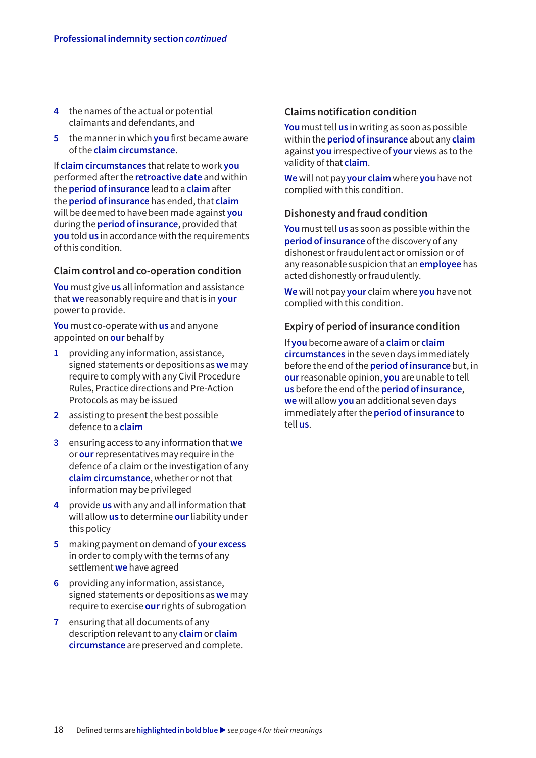4 the names of the actual or potential claimants and defendants, and
5 the manner in which **you** first became aware of the **claim circumstance**.

If **claim circumstances** that relate to work **you** performed after the **retroactive date** and within the **period of insurance** lead to a **claim** after the **period of insurance** has ended, that **claim** will be deemed to have been made against **you** during the **period of insurance**, provided that **you** told **us** in accordance with the requirements of this condition.

### Claim control and co-operation condition

**You** must give **us** all information and assistance that **we** reasonably require and that is in **your** power to provide.

**You** must co-operate with **us** and anyone appointed on **our** behalf by

1. providing any information, assistance, signed statements or depositions as **we** may require to comply with any Civil Procedure Rules, Practice directions and Pre-Action Protocols as may be issued
2. assisting to present the best possible defence to a **claim**
3. ensuring access to any information that **we** or **our** representatives may require in the defence of a claim or the investigation of any **claim circumstance**, whether or not that information may be privileged
4. provide **us** with any and all information that will allow **us** to determine **our** liability under this policy
5. making payment on demand of **your excess** in order to comply with the terms of any settlement **we** have agreed
6. providing any information, assistance, signed statements or depositions as **we** may require to exercise **our** rights of subrogation
7. ensuring that all documents of any description relevant to any **claim** or **claim circumstance** are preserved and complete.

### Claims notification condition

**You** must tell **us** in writing as soon as possible within the **period of insurance** about any **claim** against **you** irrespective of **your** views as to the validity of that **claim**.

**We** will not pay **your claim** where **you** have not complied with this condition.

### Dishonesty and fraud condition

**You** must tell **us** as soon as possible within the **period of insurance** of the discovery of any dishonest or fraudulent act or omission or of any reasonable suspicion that an **employee** has acted dishonestly or fraudulently.

**We** will not pay **your** claim where **you** have not complied with this condition.

### Expiry of period of insurance condition

If **you** become aware of a **claim** or **claim circumstances** in the seven days immediately before the end of the **period of insurance** but, in **our** reasonable opinion, **you** are unable to tell **us** before the end of the **period of insurance**, **we** will allow **you** an additional seven days immediately after the **period of insurance** to tell **us**.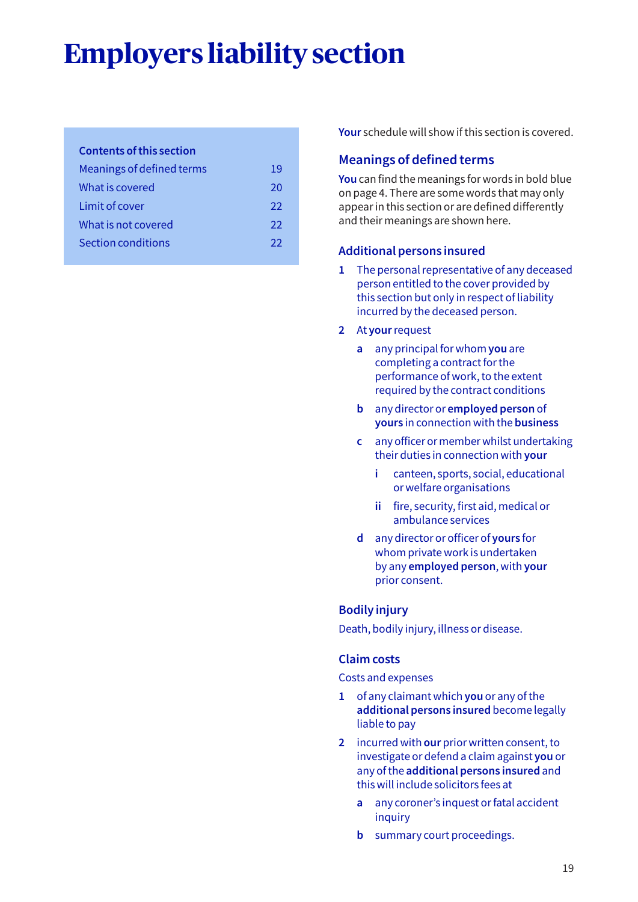# Employers liability section

**Contents of this section**

| | |
|---|---|
| Meanings of defined terms | 19 |
| What is covered | 20 |
| Limit of cover | 22 |
| What is not covered | 22 |
| Section conditions | 22 |

**Your** schedule will show if this section is covered.

## Meanings of defined terms

**You** can find the meanings for words in bold blue on page 4. There are some words that may only appear in this section or are defined differently and their meanings are shown here.

### Additional persons insured

1. The personal representative of any deceased person entitled to the cover provided by this section but only in respect of liability incurred by the deceased person.
2. At **your** request
   - **a** any principal for whom **you** are completing a contract for the performance of work, to the extent required by the contract conditions
   - **b** any director or **employed person** of **yours** in connection with the **business**
   - **c** any officer or member whilst undertaking their duties in connection with **your**
     - **i** canteen, sports, social, educational or welfare organisations
     - **ii** fire, security, first aid, medical or ambulance services
   - **d** any director or officer of **yours** for whom private work is undertaken by any **employed person**, with **your** prior consent.

### Bodily injury

Death, bodily injury, illness or disease.

### Claim costs

Costs and expenses

1. of any claimant which **you** or any of the **additional persons insured** become legally liable to pay
2. incurred with **our** prior written consent, to investigate or defend a claim against **you** or any of the **additional persons insured** and this will include solicitors fees at
   - **a** any coroner's inquest or fatal accident inquiry
   - **b** summary court proceedings.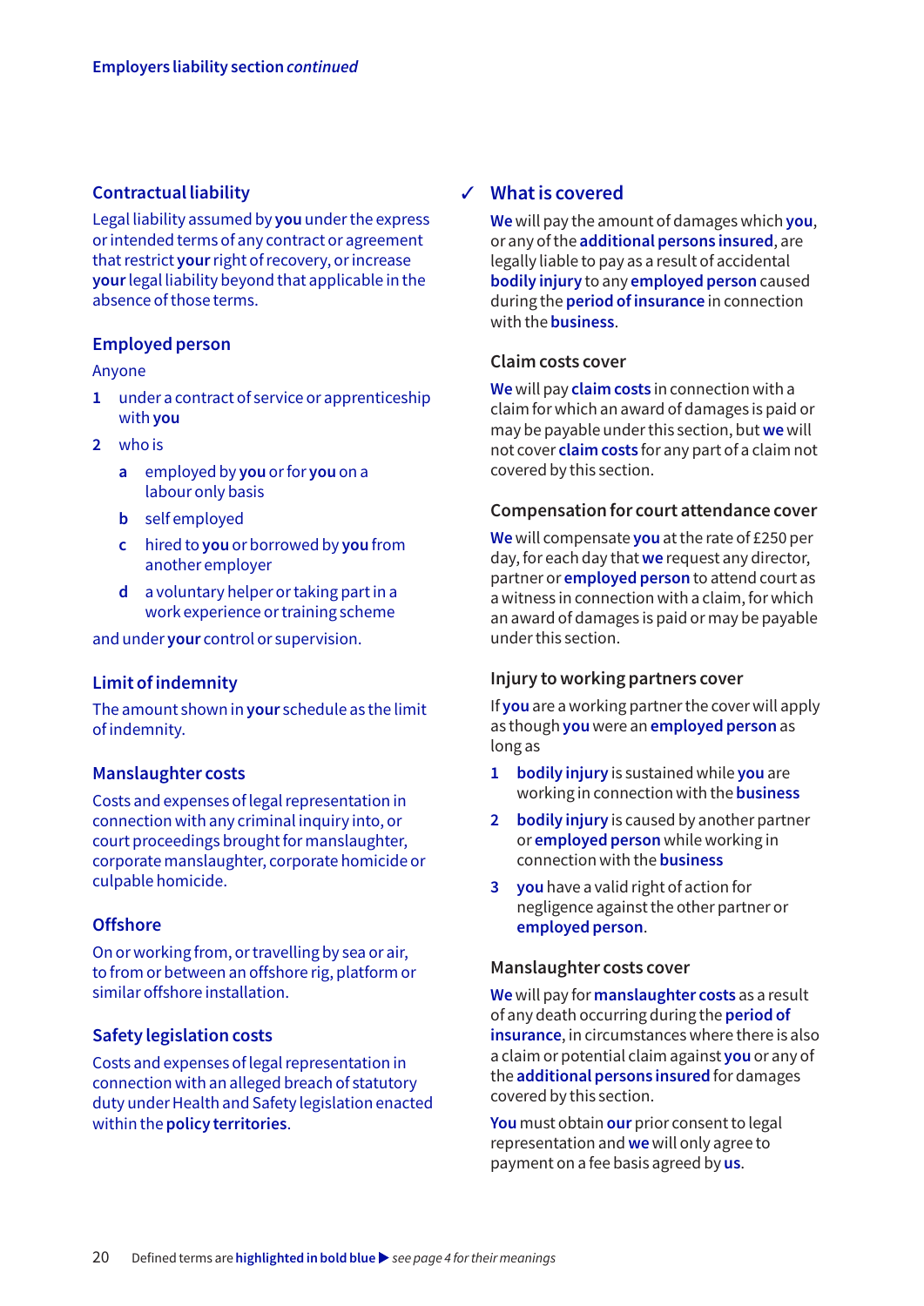### Contractual liability

Legal liability assumed by **you** under the express or intended terms of any contract or agreement that restrict **your** right of recovery, or increase **your** legal liability beyond that applicable in the absence of those terms.

### Employed person

Anyone

1. under a contract of service or apprenticeship with **you**
2. who is
   - a. employed by **you** or for **you** on a labour only basis
   - b. self employed
   - c. hired to **you** or borrowed by **you** from another employer
   - d. a voluntary helper or taking part in a work experience or training scheme

and under **your** control or supervision.

### Limit of indemnity

The amount shown in **your** schedule as the limit of indemnity.

### Manslaughter costs

Costs and expenses of legal representation in connection with any criminal inquiry into, or court proceedings brought for manslaughter, corporate manslaughter, corporate homicide or culpable homicide.

### Offshore

On or working from, or travelling by sea or air, to from or between an offshore rig, platform or similar offshore installation.

### Safety legislation costs

Costs and expenses of legal representation in connection with an alleged breach of statutory duty under Health and Safety legislation enacted within the **policy territories**.

## ✓ What is covered

**We** will pay the amount of damages which **you**, or any of the **additional persons insured**, are legally liable to pay as a result of accidental **bodily injury** to any **employed person** caused during the **period of insurance** in connection with the **business**.

### Claim costs cover

**We** will pay **claim costs** in connection with a claim for which an award of damages is paid or may be payable under this section, but **we** will not cover **claim costs** for any part of a claim not covered by this section.

### Compensation for court attendance cover

**We** will compensate **you** at the rate of £250 per day, for each day that **we** request any director, partner or **employed person** to attend court as a witness in connection with a claim, for which an award of damages is paid or may be payable under this section.

### Injury to working partners cover

If **you** are a working partner the cover will apply as though **you** were an **employed person** as long as

1. **bodily injury** is sustained while **you** are working in connection with the **business**
2. **bodily injury** is caused by another partner or **employed person** while working in connection with the **business**
3. **you** have a valid right of action for negligence against the other partner or **employed person**.

### Manslaughter costs cover

**We** will pay for **manslaughter costs** as a result of any death occurring during the **period of insurance**, in circumstances where there is also a claim or potential claim against **you** or any of the **additional persons insured** for damages covered by this section.

**You** must obtain **our** prior consent to legal representation and **we** will only agree to payment on a fee basis agreed by **us**.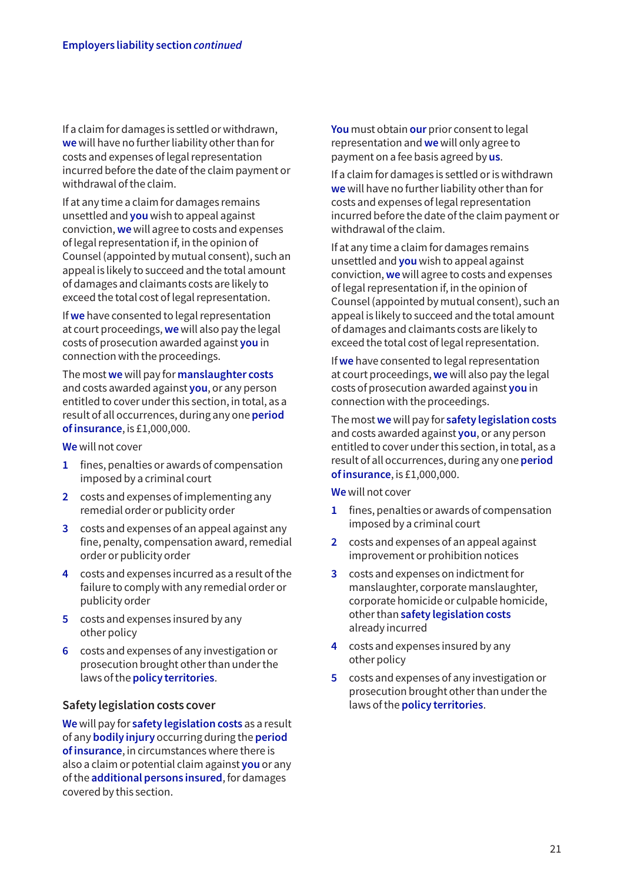If a claim for damages is settled or withdrawn, **we** will have no further liability other than for costs and expenses of legal representation incurred before the date of the claim payment or withdrawal of the claim.

If at any time a claim for damages remains unsettled and **you** wish to appeal against conviction, **we** will agree to costs and expenses of legal representation if, in the opinion of Counsel (appointed by mutual consent), such an appeal is likely to succeed and the total amount of damages and claimants costs are likely to exceed the total cost of legal representation.

If **we** have consented to legal representation at court proceedings, **we** will also pay the legal costs of prosecution awarded against **you** in connection with the proceedings.

The most **we** will pay for **manslaughter costs** and costs awarded against **you**, or any person entitled to cover under this section, in total, as a result of all occurrences, during any one **period of insurance**, is £1,000,000.

**We** will not cover

1. fines, penalties or awards of compensation imposed by a criminal court
2. costs and expenses of implementing any remedial order or publicity order
3. costs and expenses of an appeal against any fine, penalty, compensation award, remedial order or publicity order
4. costs and expenses incurred as a result of the failure to comply with any remedial order or publicity order
5. costs and expenses insured by any other policy
6. costs and expenses of any investigation or prosecution brought other than under the laws of the **policy territories**.

### Safety legislation costs cover

**We** will pay for **safety legislation costs** as a result of any **bodily injury** occurring during the **period of insurance**, in circumstances where there is also a claim or potential claim against **you** or any of the **additional persons insured**, for damages covered by this section.

**You** must obtain **our** prior consent to legal representation and **we** will only agree to payment on a fee basis agreed by **us**.

If a claim for damages is settled or is withdrawn **we** will have no further liability other than for costs and expenses of legal representation incurred before the date of the claim payment or withdrawal of the claim.

If at any time a claim for damages remains unsettled and **you** wish to appeal against conviction, **we** will agree to costs and expenses of legal representation if, in the opinion of Counsel (appointed by mutual consent), such an appeal is likely to succeed and the total amount of damages and claimants costs are likely to exceed the total cost of legal representation.

If **we** have consented to legal representation at court proceedings, **we** will also pay the legal costs of prosecution awarded against **you** in connection with the proceedings.

The most **we** will pay for **safety legislation costs** and costs awarded against **you**, or any person entitled to cover under this section, in total, as a result of all occurrences, during any one **period of insurance**, is £1,000,000.

**We** will not cover

1. fines, penalties or awards of compensation imposed by a criminal court
2. costs and expenses of an appeal against improvement or prohibition notices
3. costs and expenses on indictment for manslaughter, corporate manslaughter, corporate homicide or culpable homicide, other than **safety legislation costs** already incurred
4. costs and expenses insured by any other policy
5. costs and expenses of any investigation or prosecution brought other than under the laws of the **policy territories**.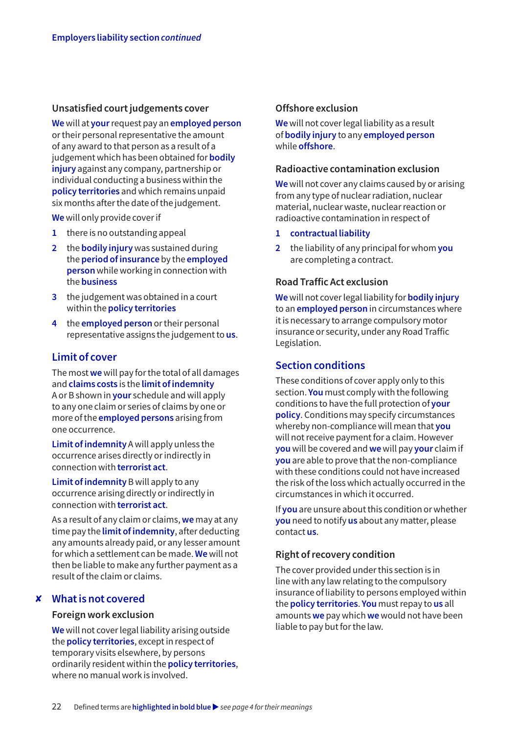### Unsatisfied court judgements cover

**We** will at **your** request pay an **employed person** or their personal representative the amount of any award to that person as a result of a judgement which has been obtained for **bodily injury** against any company, partnership or individual conducting a business within the **policy territories** and which remains unpaid six months after the date of the judgement.

**We** will only provide cover if

1. there is no outstanding appeal
2. the **bodily injury** was sustained during the **period of insurance** by the **employed person** while working in connection with the **business**
3. the judgement was obtained in a court within the **policy territories**
4. the **employed person** or their personal representative assigns the judgement to **us**.

## Limit of cover

The most **we** will pay for the total of all damages and **claims costs** is the **limit of indemnity** A or B shown in **your** schedule and will apply to any one claim or series of claims by one or more of the **employed persons** arising from one occurrence.

**Limit of indemnity** A will apply unless the occurrence arises directly or indirectly in connection with **terrorist act**.

**Limit of indemnity** B will apply to any occurrence arising directly or indirectly in connection with **terrorist act**.

As a result of any claim or claims, **we** may at any time pay the **limit of indemnity**, after deducting any amounts already paid, or any lesser amount for which a settlement can be made. **We** will not then be liable to make any further payment as a result of the claim or claims.

## ✘ What is not covered

### Foreign work exclusion

**We** will not cover legal liability arising outside the **policy territories**, except in respect of temporary visits elsewhere, by persons ordinarily resident within the **policy territories**, where no manual work is involved.

### Offshore exclusion

**We** will not cover legal liability as a result of **bodily injury** to any **employed person** while **offshore**.

### Radioactive contamination exclusion

**We** will not cover any claims caused by or arising from any type of nuclear radiation, nuclear material, nuclear waste, nuclear reaction or radioactive contamination in respect of

1. **contractual liability**
2. the liability of any principal for whom **you** are completing a contract.

### Road Traffic Act exclusion

**We** will not cover legal liability for **bodily injury** to an **employed person** in circumstances where it is necessary to arrange compulsory motor insurance or security, under any Road Traffic Legislation.

## Section conditions

These conditions of cover apply only to this section. **You** must comply with the following conditions to have the full protection of **your policy**. Conditions may specify circumstances whereby non-compliance will mean that **you** will not receive payment for a claim. However **you** will be covered and **we** will pay **your** claim if **you** are able to prove that the non-compliance with these conditions could not have increased the risk of the loss which actually occurred in the circumstances in which it occurred.

If **you** are unsure about this condition or whether **you** need to notify **us** about any matter, please contact **us**.

### Right of recovery condition

The cover provided under this section is in line with any law relating to the compulsory insurance of liability to persons employed within the **policy territories**. **You** must repay to **us** all amounts **we** pay which **we** would not have been liable to pay but for the law.

Defined terms are **highlighted in bold blue** ▶ *see page 4 for their meanings*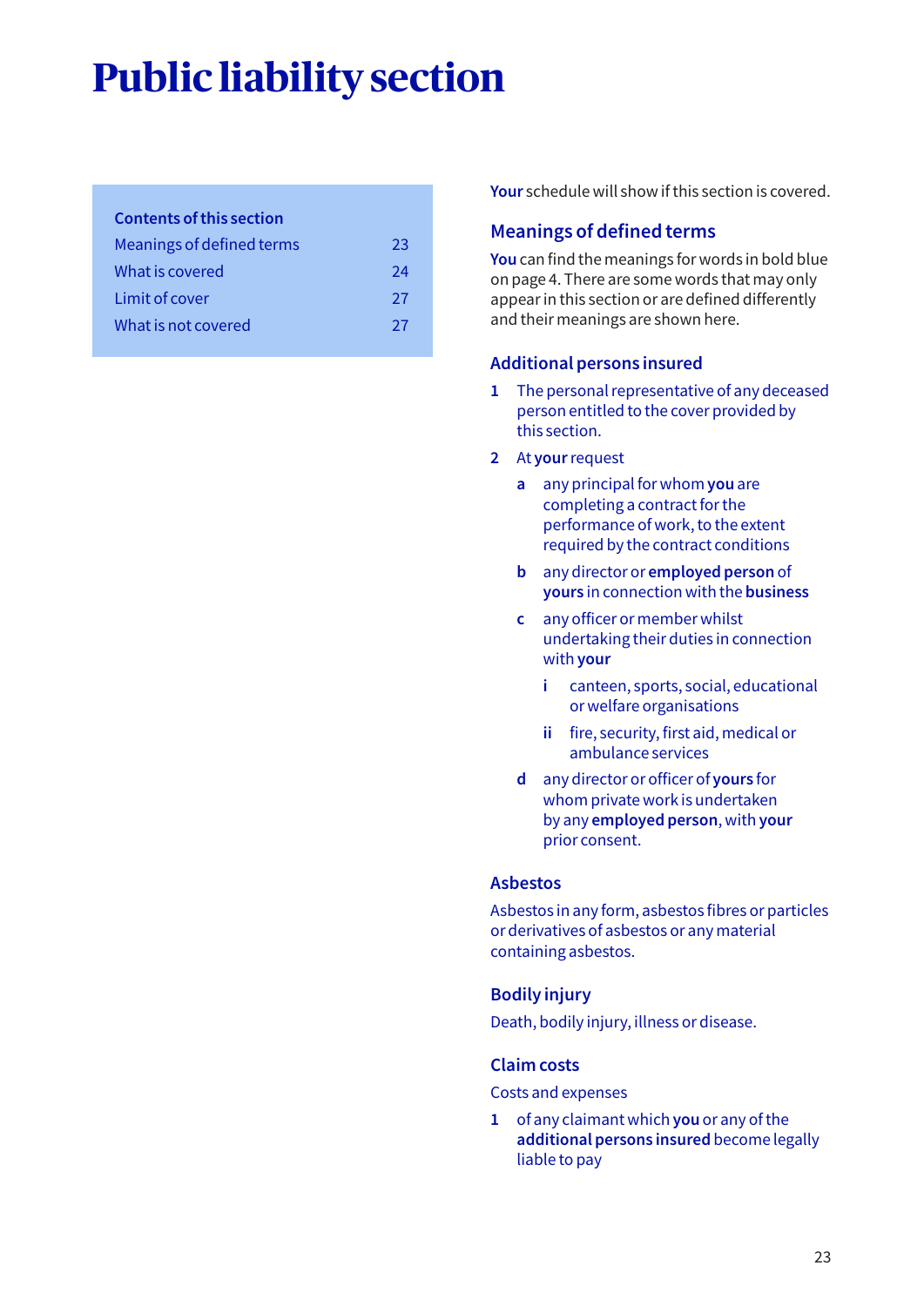# Public liability section

**Contents of this section**

| | |
|---|---|
| Meanings of defined terms | 23 |
| What is covered | 24 |
| Limit of cover | 27 |
| What is not covered | 27 |

**Your** schedule will show if this section is covered.

## Meanings of defined terms

**You** can find the meanings for words in bold blue on page 4. There are some words that may only appear in this section or are defined differently and their meanings are shown here.

### Additional persons insured

1. The personal representative of any deceased person entitled to the cover provided by this section.
2. At **your** request
   - a. any principal for whom **you** are completing a contract for the performance of work, to the extent required by the contract conditions
   - b. any director or **employed person** of **yours** in connection with the **business**
   - c. any officer or member whilst undertaking their duties in connection with **your**
     - i. canteen, sports, social, educational or welfare organisations
     - ii. fire, security, first aid, medical or ambulance services
   - d. any director or officer of **yours** for whom private work is undertaken by any **employed person**, with **your** prior consent.

### Asbestos

Asbestos in any form, asbestos fibres or particles or derivatives of asbestos or any material containing asbestos.

### Bodily injury

Death, bodily injury, illness or disease.

### Claim costs

Costs and expenses

1. of any claimant which **you** or any of the **additional persons insured** become legally liable to pay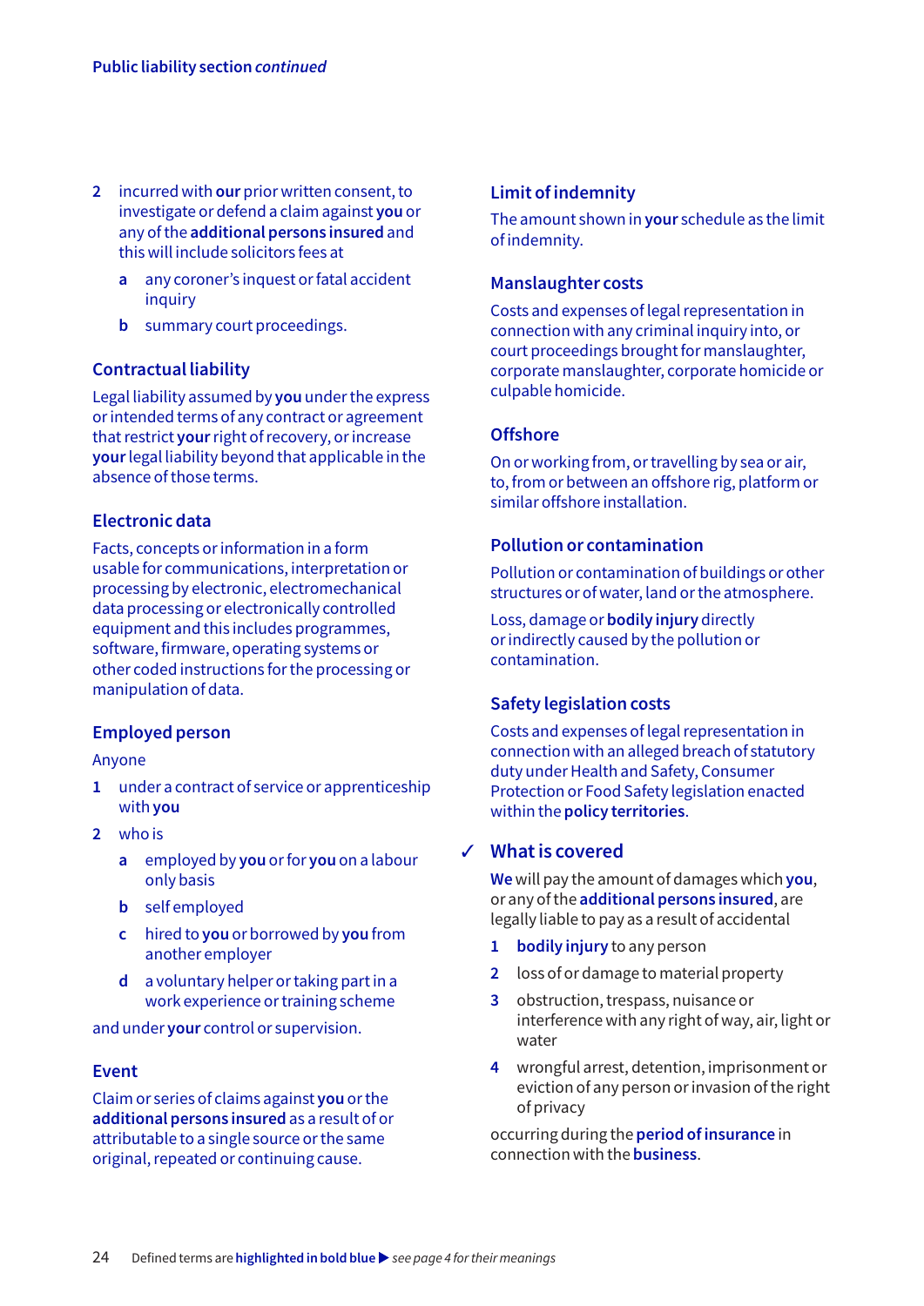2 incurred with **our** prior written consent, to investigate or defend a claim against **you** or any of the **additional persons insured** and this will include solicitors fees at

   a any coroner's inquest or fatal accident inquiry

   b summary court proceedings.

## Contractual liability

Legal liability assumed by **you** under the express or intended terms of any contract or agreement that restrict **your** right of recovery, or increase **your** legal liability beyond that applicable in the absence of those terms.

## Electronic data

Facts, concepts or information in a form usable for communications, interpretation or processing by electronic, electromechanical data processing or electronically controlled equipment and this includes programmes, software, firmware, operating systems or other coded instructions for the processing or manipulation of data.

## Employed person

Anyone

1 under a contract of service or apprenticeship with **you**

2 who is

   a employed by **you** or for **you** on a labour only basis

   b self employed

   c hired to **you** or borrowed by **you** from another employer

   d a voluntary helper or taking part in a work experience or training scheme

and under **your** control or supervision.

## Event

Claim or series of claims against **you** or the **additional persons insured** as a result of or attributable to a single source or the same original, repeated or continuing cause.

## Limit of indemnity

The amount shown in **your** schedule as the limit of indemnity.

## Manslaughter costs

Costs and expenses of legal representation in connection with any criminal inquiry into, or court proceedings brought for manslaughter, corporate manslaughter, corporate homicide or culpable homicide.

## Offshore

On or working from, or travelling by sea or air, to, from or between an offshore rig, platform or similar offshore installation.

## Pollution or contamination

Pollution or contamination of buildings or other structures or of water, land or the atmosphere.

Loss, damage or **bodily injury** directly or indirectly caused by the pollution or contamination.

## Safety legislation costs

Costs and expenses of legal representation in connection with an alleged breach of statutory duty under Health and Safety, Consumer Protection or Food Safety legislation enacted within the **policy territories**.

## ✓ What is covered

**We** will pay the amount of damages which **you**, or any of the **additional persons insured**, are legally liable to pay as a result of accidental

1 **bodily injury** to any person

2 loss of or damage to material property

3 obstruction, trespass, nuisance or interference with any right of way, air, light or water

4 wrongful arrest, detention, imprisonment or eviction of any person or invasion of the right of privacy

occurring during the **period of insurance** in connection with the **business**.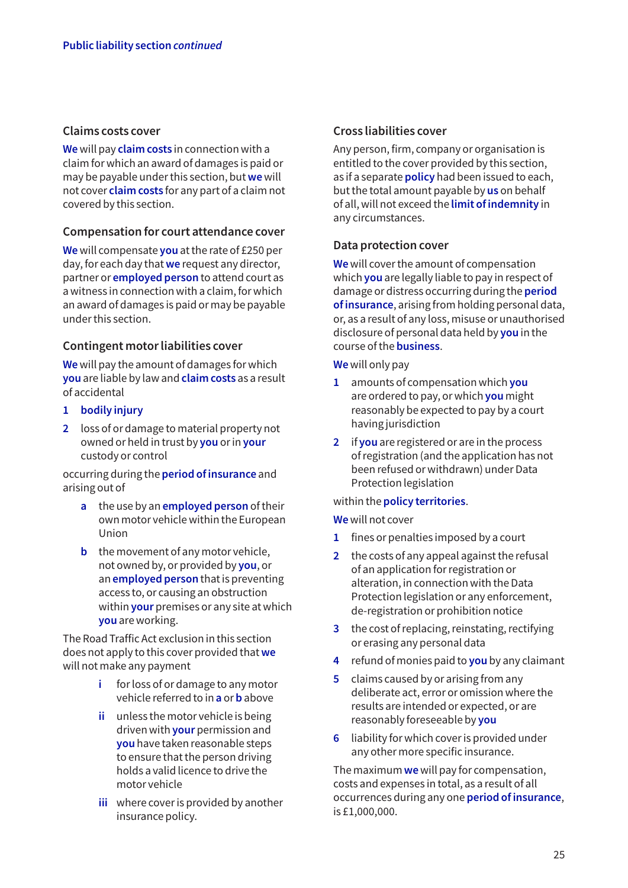### Claims costs cover

**We** will pay **claim costs** in connection with a claim for which an award of damages is paid or may be payable under this section, but **we** will not cover **claim costs** for any part of a claim not covered by this section.

### Compensation for court attendance cover

**We** will compensate **you** at the rate of £250 per day, for each day that **we** request any director, partner or **employed person** to attend court as a witness in connection with a claim, for which an award of damages is paid or may be payable under this section.

### Contingent motor liabilities cover

**We** will pay the amount of damages for which **you** are liable by law and **claim costs** as a result of accidental

1. **bodily injury**
2. loss of or damage to material property not owned or held in trust by **you** or in **your** custody or control

occurring during the **period of insurance** and arising out of

- a. the use by an **employed person** of their own motor vehicle within the European Union
- b. the movement of any motor vehicle, not owned by, or provided by **you**, or an **employed person** that is preventing access to, or causing an obstruction within **your** premises or any site at which **you** are working.

The Road Traffic Act exclusion in this section does not apply to this cover provided that **we** will not make any payment

- i. for loss of or damage to any motor vehicle referred to in **a** or **b** above
- ii. unless the motor vehicle is being driven with **your** permission and **you** have taken reasonable steps to ensure that the person driving holds a valid licence to drive the motor vehicle
- iii. where cover is provided by another insurance policy.

### Cross liabilities cover

Any person, firm, company or organisation is entitled to the cover provided by this section, as if a separate **policy** had been issued to each, but the total amount payable by **us** on behalf of all, will not exceed the **limit of indemnity** in any circumstances.

### Data protection cover

**We** will cover the amount of compensation which **you** are legally liable to pay in respect of damage or distress occurring during the **period of insurance**, arising from holding personal data, or, as a result of any loss, misuse or unauthorised disclosure of personal data held by **you** in the course of the **business**.

**We** will only pay

1. amounts of compensation which **you** are ordered to pay, or which **you** might reasonably be expected to pay by a court having jurisdiction
2. if **you** are registered or are in the process of registration (and the application has not been refused or withdrawn) under Data Protection legislation

within the **policy territories**.

**We** will not cover

1. fines or penalties imposed by a court
2. the costs of any appeal against the refusal of an application for registration or alteration, in connection with the Data Protection legislation or any enforcement, de-registration or prohibition notice
3. the cost of replacing, reinstating, rectifying or erasing any personal data
4. refund of monies paid to **you** by any claimant
5. claims caused by or arising from any deliberate act, error or omission where the results are intended or expected, or are reasonably foreseeable by **you**
6. liability for which cover is provided under any other more specific insurance.

The maximum **we** will pay for compensation, costs and expenses in total, as a result of all occurrences during any one **period of insurance**, is £1,000,000.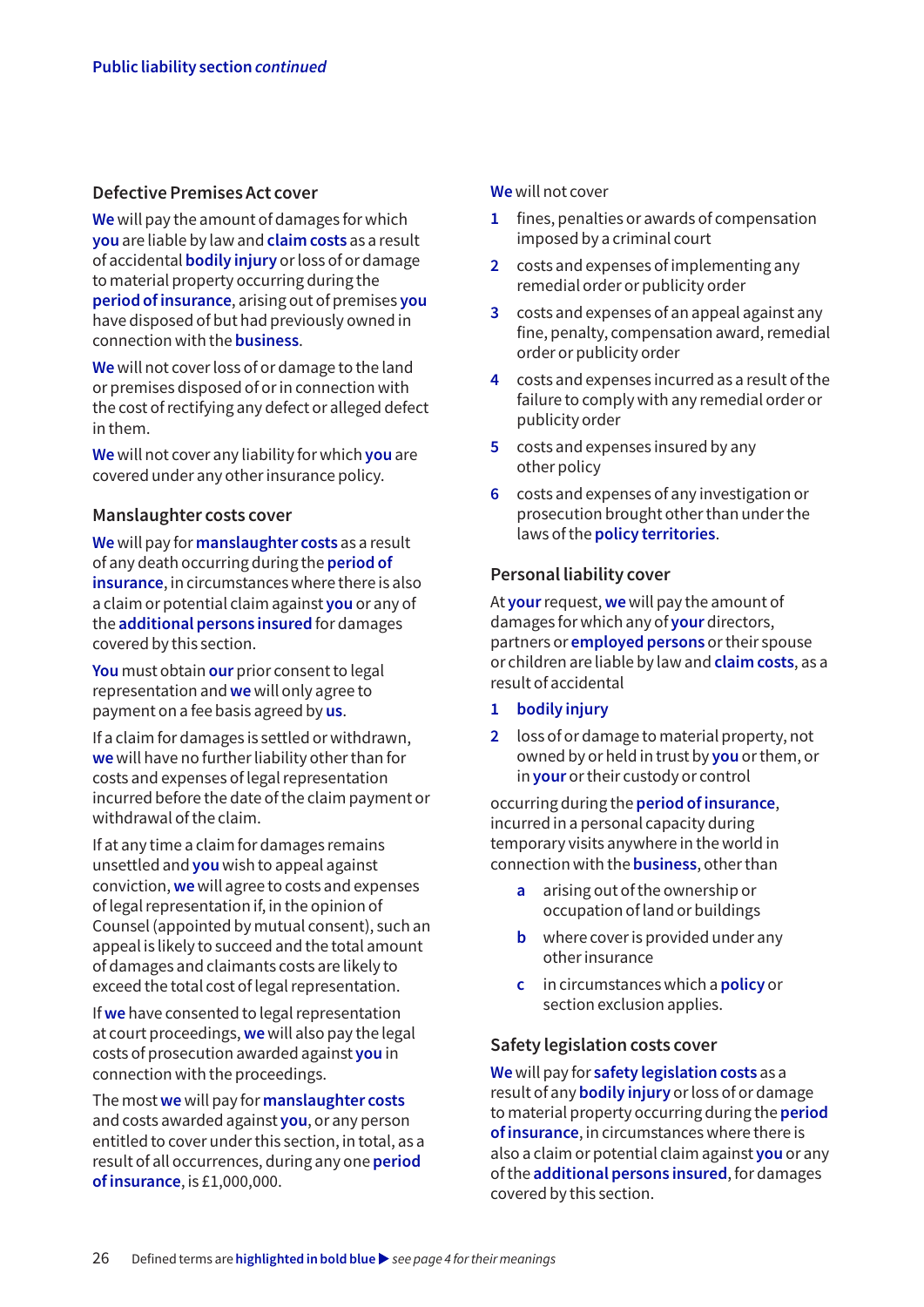## Defective Premises Act cover

**We** will pay the amount of damages for which **you** are liable by law and **claim costs** as a result of accidental **bodily injury** or loss of or damage to material property occurring during the **period of insurance**, arising out of premises **you** have disposed of but had previously owned in connection with the **business**.

**We** will not cover loss of or damage to the land or premises disposed of or in connection with the cost of rectifying any defect or alleged defect in them.

**We** will not cover any liability for which **you** are covered under any other insurance policy.

## Manslaughter costs cover

**We** will pay for **manslaughter costs** as a result of any death occurring during the **period of insurance**, in circumstances where there is also a claim or potential claim against **you** or any of the **additional persons insured** for damages covered by this section.

**You** must obtain **our** prior consent to legal representation and **we** will only agree to payment on a fee basis agreed by **us**.

If a claim for damages is settled or withdrawn, **we** will have no further liability other than for costs and expenses of legal representation incurred before the date of the claim payment or withdrawal of the claim.

If at any time a claim for damages remains unsettled and **you** wish to appeal against conviction, **we** will agree to costs and expenses of legal representation if, in the opinion of Counsel (appointed by mutual consent), such an appeal is likely to succeed and the total amount of damages and claimants costs are likely to exceed the total cost of legal representation.

If **we** have consented to legal representation at court proceedings, **we** will also pay the legal costs of prosecution awarded against **you** in connection with the proceedings.

The most **we** will pay for **manslaughter costs** and costs awarded against **you**, or any person entitled to cover under this section, in total, as a result of all occurrences, during any one **period of insurance**, is £1,000,000.

**We** will not cover

1. fines, penalties or awards of compensation imposed by a criminal court
2. costs and expenses of implementing any remedial order or publicity order
3. costs and expenses of an appeal against any fine, penalty, compensation award, remedial order or publicity order
4. costs and expenses incurred as a result of the failure to comply with any remedial order or publicity order
5. costs and expenses insured by any other policy
6. costs and expenses of any investigation or prosecution brought other than under the laws of the **policy territories**.

## Personal liability cover

At **your** request, **we** will pay the amount of damages for which any of **your** directors, partners or **employed persons** or their spouse or children are liable by law and **claim costs**, as a result of accidental

1. **bodily injury**
2. loss of or damage to material property, not owned by or held in trust by **you** or them, or in **your** or their custody or control

occurring during the **period of insurance**, incurred in a personal capacity during temporary visits anywhere in the world in connection with the **business**, other than

- a. arising out of the ownership or occupation of land or buildings
- b. where cover is provided under any other insurance
- c. in circumstances which a **policy** or section exclusion applies.

## Safety legislation costs cover

**We** will pay for **safety legislation costs** as a result of any **bodily injury** or loss of or damage to material property occurring during the **period of insurance**, in circumstances where there is also a claim or potential claim against **you** or any of the **additional persons insured**, for damages covered by this section.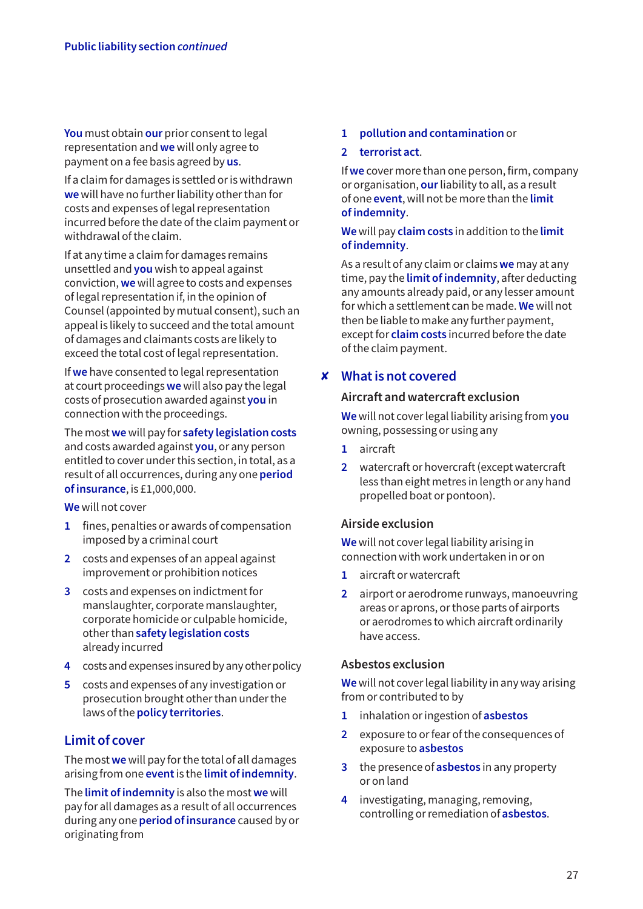You must obtain our prior consent to legal representation and we will only agree to payment on a fee basis agreed by us.

If a claim for damages is settled or is withdrawn we will have no further liability other than for costs and expenses of legal representation incurred before the date of the claim payment or withdrawal of the claim.

If at any time a claim for damages remains unsettled and you wish to appeal against conviction, we will agree to costs and expenses of legal representation if, in the opinion of Counsel (appointed by mutual consent), such an appeal is likely to succeed and the total amount of damages and claimants costs are likely to exceed the total cost of legal representation.

If we have consented to legal representation at court proceedings we will also pay the legal costs of prosecution awarded against you in connection with the proceedings.

The most we will pay for **safety legislation costs** and costs awarded against you, or any person entitled to cover under this section, in total, as a result of all occurrences, during any one **period of insurance**, is £1,000,000.

We will not cover

1. fines, penalties or awards of compensation imposed by a criminal court
2. costs and expenses of an appeal against improvement or prohibition notices
3. costs and expenses on indictment for manslaughter, corporate manslaughter, corporate homicide or culpable homicide, other than **safety legislation costs** already incurred
4. costs and expenses insured by any other policy
5. costs and expenses of any investigation or prosecution brought other than under the laws of the **policy territories**.

## Limit of cover

The most we will pay for the total of all damages arising from one **event** is the **limit of indemnity**.

The **limit of indemnity** is also the most we will pay for all damages as a result of all occurrences during any one **period of insurance** caused by or originating from

1. **pollution and contamination** or
2. **terrorist act**.

If we cover more than one person, firm, company or organisation, our liability to all, as a result of one **event**, will not be more than the **limit of indemnity**.

We will pay **claim costs** in addition to the **limit of indemnity**.

As a result of any claim or claims we may at any time, pay the **limit of indemnity**, after deducting any amounts already paid, or any lesser amount for which a settlement can be made. We will not then be liable to make any further payment, except for **claim costs** incurred before the date of the claim payment.

## ✘ What is not covered

### Aircraft and watercraft exclusion

We will not cover legal liability arising from you owning, possessing or using any

1. aircraft
2. watercraft or hovercraft (except watercraft less than eight metres in length or any hand propelled boat or pontoon).

### Airside exclusion

We will not cover legal liability arising in connection with work undertaken in or on

1. aircraft or watercraft
2. airport or aerodrome runways, manoeuvring areas or aprons, or those parts of airports or aerodromes to which aircraft ordinarily have access.

### Asbestos exclusion

We will not cover legal liability in any way arising from or contributed to by

1. inhalation or ingestion of **asbestos**
2. exposure to or fear of the consequences of exposure to **asbestos**
3. the presence of **asbestos** in any property or on land
4. investigating, managing, removing, controlling or remediation of **asbestos**.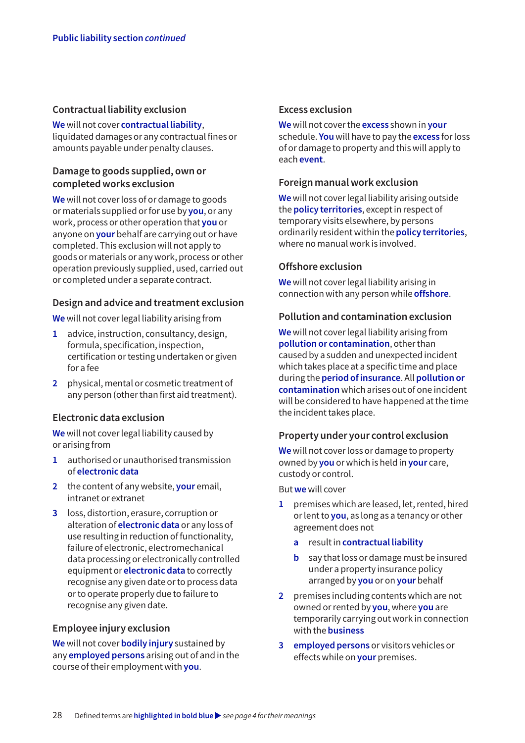## Contractual liability exclusion

**We** will not cover **contractual liability**, liquidated damages or any contractual fines or amounts payable under penalty clauses.

## Damage to goods supplied, own or completed works exclusion

**We** will not cover loss of or damage to goods or materials supplied or for use by **you**, or any work, process or other operation that **you** or anyone on **your** behalf are carrying out or have completed. This exclusion will not apply to goods or materials or any work, process or other operation previously supplied, used, carried out or completed under a separate contract.

## Design and advice and treatment exclusion

**We** will not cover legal liability arising from

1. advice, instruction, consultancy, design, formula, specification, inspection, certification or testing undertaken or given for a fee
2. physical, mental or cosmetic treatment of any person (other than first aid treatment).

## Electronic data exclusion

**We** will not cover legal liability caused by or arising from

1. authorised or unauthorised transmission of **electronic data**
2. the content of any website, **your** email, intranet or extranet
3. loss, distortion, erasure, corruption or alteration of **electronic data** or any loss of use resulting in reduction of functionality, failure of electronic, electromechanical data processing or electronically controlled equipment or **electronic data** to correctly recognise any given date or to process data or to operate properly due to failure to recognise any given date.

## Employee injury exclusion

**We** will not cover **bodily injury** sustained by any **employed persons** arising out of and in the course of their employment with **you**.

## Excess exclusion

**We** will not cover the **excess** shown in **your** schedule. **You** will have to pay the **excess** for loss of or damage to property and this will apply to each **event**.

## Foreign manual work exclusion

**We** will not cover legal liability arising outside the **policy territories**, except in respect of temporary visits elsewhere, by persons ordinarily resident within the **policy territories**, where no manual work is involved.

## Offshore exclusion

**We** will not cover legal liability arising in connection with any person while **offshore**.

## Pollution and contamination exclusion

**We** will not cover legal liability arising from **pollution or contamination**, other than caused by a sudden and unexpected incident which takes place at a specific time and place during the **period of insurance**. All **pollution or contamination** which arises out of one incident will be considered to have happened at the time the incident takes place.

## Property under your control exclusion

**We** will not cover loss or damage to property owned by **you** or which is held in **your** care, custody or control.

But **we** will cover

1. premises which are leased, let, rented, hired or lent to **you**, as long as a tenancy or other agreement does not
   a. result in **contractual liability**
   b. say that loss or damage must be insured under a property insurance policy arranged by **you** or on **your** behalf
2. premises including contents which are not owned or rented by **you**, where **you** are temporarily carrying out work in connection with the **business**
3. **employed persons** or visitors vehicles or effects while on **your** premises.

Defined terms are **highlighted in bold blue** ▶ *see page 4 for their meanings*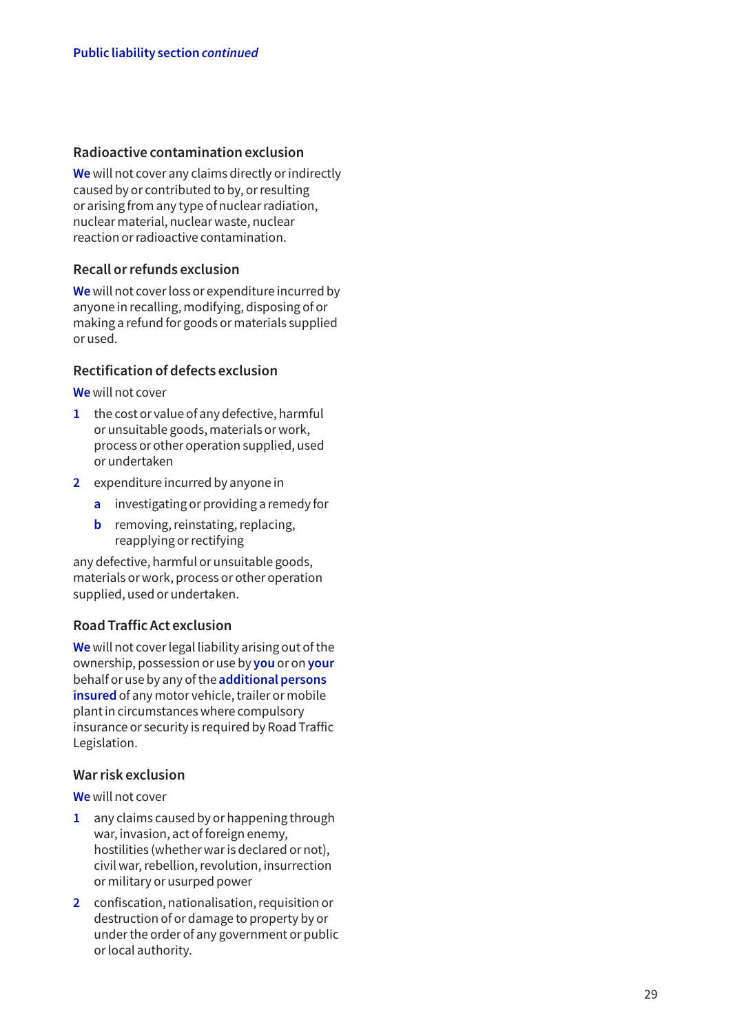### Radioactive contamination exclusion

**We** will not cover any claims directly or indirectly caused by or contributed to by, or resulting or arising from any type of nuclear radiation, nuclear material, nuclear waste, nuclear reaction or radioactive contamination.

### Recall or refunds exclusion

**We** will not cover loss or expenditure incurred by anyone in recalling, modifying, disposing of or making a refund for goods or materials supplied or used.

### Rectification of defects exclusion

**We** will not cover

1. the cost or value of any defective, harmful or unsuitable goods, materials or work, process or other operation supplied, used or undertaken
2. expenditure incurred by anyone in
   - a. investigating or providing a remedy for
   - b. removing, reinstating, replacing, reapplying or rectifying

any defective, harmful or unsuitable goods, materials or work, process or other operation supplied, used or undertaken.

### Road Traffic Act exclusion

**We** will not cover legal liability arising out of the ownership, possession or use by **you** or on **your** behalf or use by any of the **additional persons insured** of any motor vehicle, trailer or mobile plant in circumstances where compulsory insurance or security is required by Road Traffic Legislation.

### War risk exclusion

**We** will not cover

1. any claims caused by or happening through war, invasion, act of foreign enemy, hostilities (whether war is declared or not), civil war, rebellion, revolution, insurrection or military or usurped power
2. confiscation, nationalisation, requisition or destruction of or damage to property by or under the order of any government or public or local authority.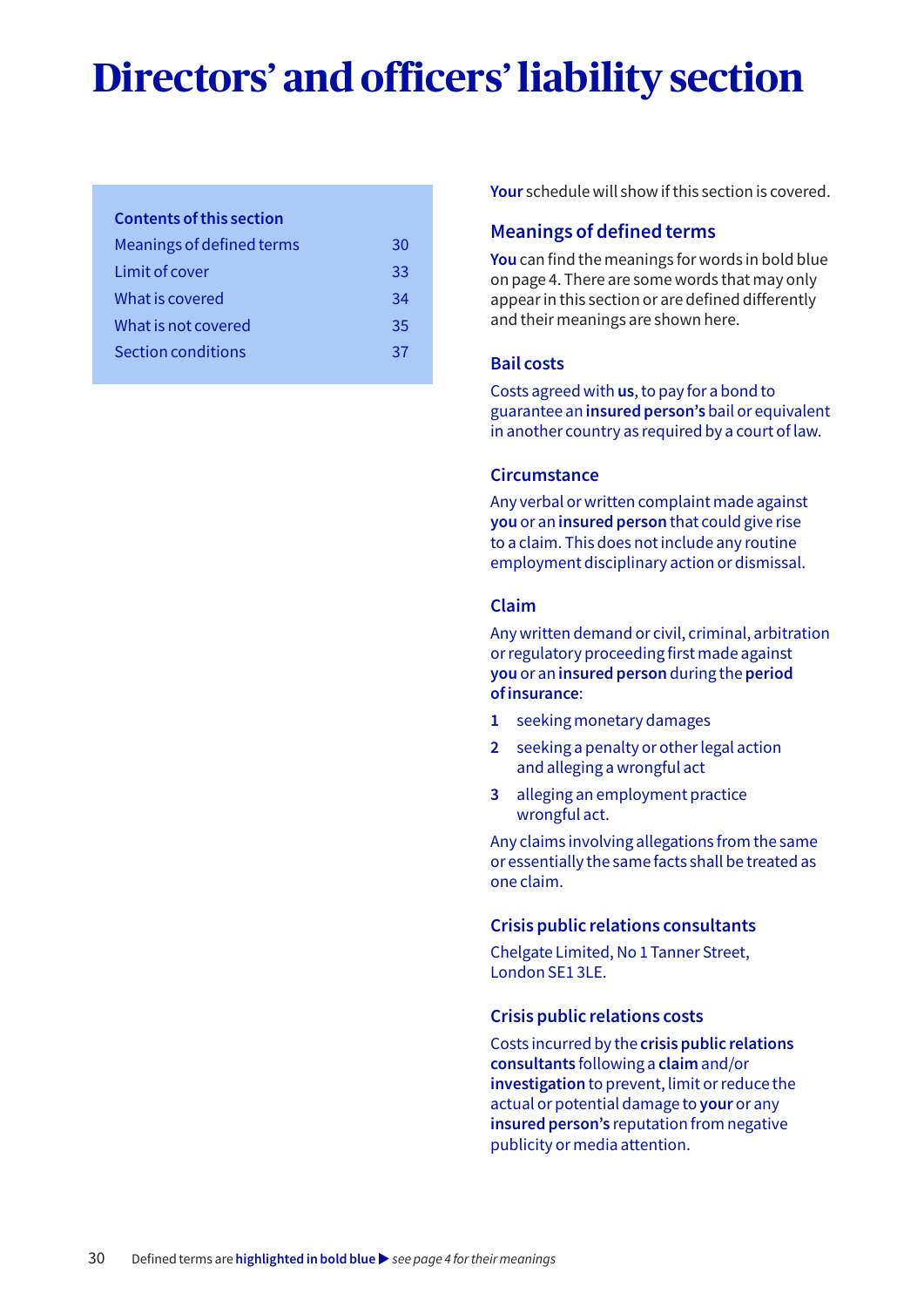# Directors' and officers' liability section

**Contents of this section**

| | |
|---|---|
| Meanings of defined terms | 30 |
| Limit of cover | 33 |
| What is covered | 34 |
| What is not covered | 35 |
| Section conditions | 37 |

**Your** schedule will show if this section is covered.

## Meanings of defined terms

**You** can find the meanings for words in bold blue on page 4. There are some words that may only appear in this section or are defined differently and their meanings are shown here.

### Bail costs

Costs agreed with **us**, to pay for a bond to guarantee an **insured person's** bail or equivalent in another country as required by a court of law.

### Circumstance

Any verbal or written complaint made against **you** or an **insured person** that could give rise to a claim. This does not include any routine employment disciplinary action or dismissal.

### Claim

Any written demand or civil, criminal, arbitration or regulatory proceeding first made against **you** or an **insured person** during the **period of insurance**:

1. seeking monetary damages
2. seeking a penalty or other legal action and alleging a wrongful act
3. alleging an employment practice wrongful act.

Any claims involving allegations from the same or essentially the same facts shall be treated as one claim.

### Crisis public relations consultants

Chelgate Limited, No 1 Tanner Street, London SE1 3LE.

### Crisis public relations costs

Costs incurred by the **crisis public relations consultants** following a **claim** and/or **investigation** to prevent, limit or reduce the actual or potential damage to **your** or any **insured person's** reputation from negative publicity or media attention.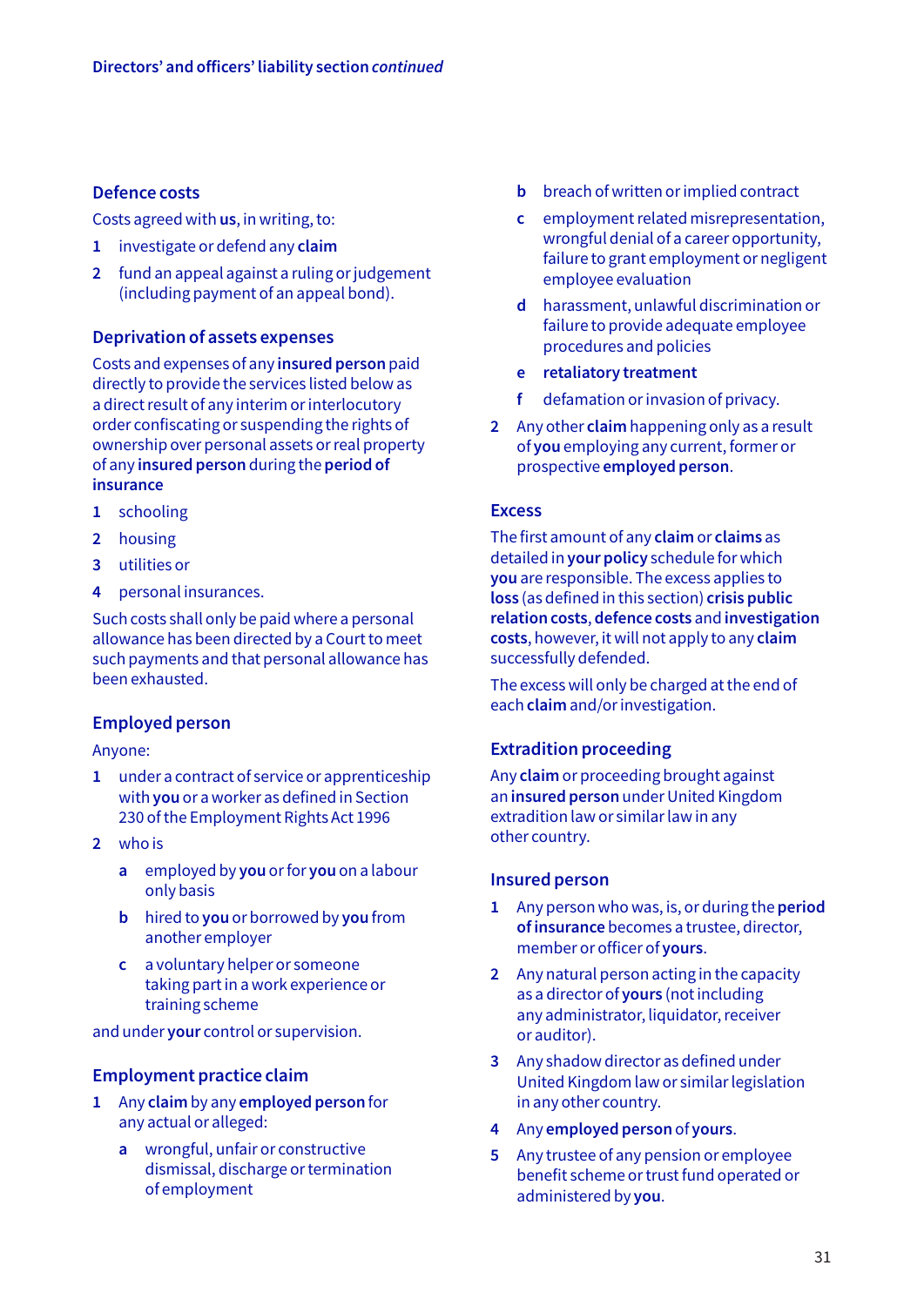## Defence costs

Costs agreed with **us**, in writing, to:

1. investigate or defend any **claim**
2. fund an appeal against a ruling or judgement (including payment of an appeal bond).

## Deprivation of assets expenses

Costs and expenses of any **insured person** paid directly to provide the services listed below as a direct result of any interim or interlocutory order confiscating or suspending the rights of ownership over personal assets or real property of any **insured person** during the **period of insurance**

1. schooling
2. housing
3. utilities or
4. personal insurances.

Such costs shall only be paid where a personal allowance has been directed by a Court to meet such payments and that personal allowance has been exhausted.

## Employed person

Anyone:

1. under a contract of service or apprenticeship with **you** or a worker as defined in Section 230 of the Employment Rights Act 1996
2. who is
   - a employed by **you** or for **you** on a labour only basis
   - b hired to **you** or borrowed by **you** from another employer
   - c a voluntary helper or someone taking part in a work experience or training scheme

and under **your** control or supervision.

## Employment practice claim

1. Any **claim** by any **employed person** for any actual or alleged:
   - a wrongful, unfair or constructive dismissal, discharge or termination of employment
   - b breach of written or implied contract
   - c employment related misrepresentation, wrongful denial of a career opportunity, failure to grant employment or negligent employee evaluation
   - d harassment, unlawful discrimination or failure to provide adequate employee procedures and policies
   - e **retaliatory treatment**
   - f defamation or invasion of privacy.
2. Any other **claim** happening only as a result of **you** employing any current, former or prospective **employed person**.

## Excess

The first amount of any **claim** or **claims** as detailed in **your policy** schedule for which **you** are responsible. The excess applies to **loss** (as defined in this section) **crisis public relation costs**, **defence costs** and **investigation costs**, however, it will not apply to any **claim** successfully defended.

The excess will only be charged at the end of each **claim** and/or investigation.

## Extradition proceeding

Any **claim** or proceeding brought against an **insured person** under United Kingdom extradition law or similar law in any other country.

## Insured person

1. Any person who was, is, or during the **period of insurance** becomes a trustee, director, member or officer of **yours**.
2. Any natural person acting in the capacity as a director of **yours** (not including any administrator, liquidator, receiver or auditor).
3. Any shadow director as defined under United Kingdom law or similar legislation in any other country.
4. Any **employed person** of **yours**.
5. Any trustee of any pension or employee benefit scheme or trust fund operated or administered by **you**.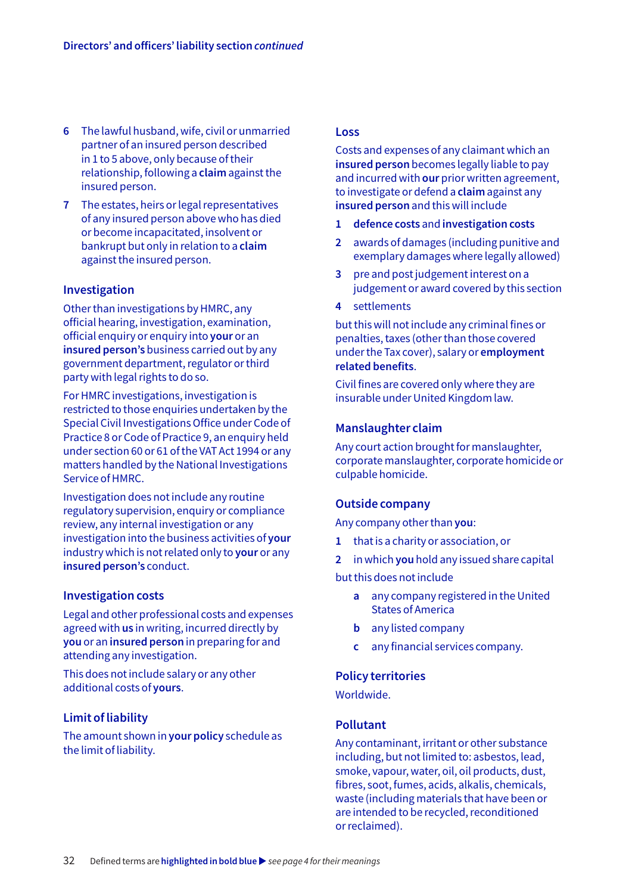6 The lawful husband, wife, civil or unmarried partner of an insured person described in 1 to 5 above, only because of their relationship, following a **claim** against the insured person.

7 The estates, heirs or legal representatives of any insured person above who has died or become incapacitated, insolvent or bankrupt but only in relation to a **claim** against the insured person.

## Investigation

Other than investigations by HMRC, any official hearing, investigation, examination, official enquiry or enquiry into **your** or an **insured person's** business carried out by any government department, regulator or third party with legal rights to do so.

For HMRC investigations, investigation is restricted to those enquiries undertaken by the Special Civil Investigations Office under Code of Practice 8 or Code of Practice 9, an enquiry held under section 60 or 61 of the VAT Act 1994 or any matters handled by the National Investigations Service of HMRC.

Investigation does not include any routine regulatory supervision, enquiry or compliance review, any internal investigation or any investigation into the business activities of **your** industry which is not related only to **your** or any **insured person's** conduct.

## Investigation costs

Legal and other professional costs and expenses agreed with **us** in writing, incurred directly by **you** or an **insured person** in preparing for and attending any investigation.

This does not include salary or any other additional costs of **yours**.

## Limit of liability

The amount shown in **your policy** schedule as the limit of liability.

## Loss

Costs and expenses of any claimant which an **insured person** becomes legally liable to pay and incurred with **our** prior written agreement, to investigate or defend a **claim** against any **insured person** and this will include

1 **defence costs** and **investigation costs**
2 awards of damages (including punitive and exemplary damages where legally allowed)
3 pre and post judgement interest on a judgement or award covered by this section
4 settlements

but this will not include any criminal fines or penalties, taxes (other than those covered under the Tax cover), salary or **employment related benefits**.

Civil fines are covered only where they are insurable under United Kingdom law.

## Manslaughter claim

Any court action brought for manslaughter, corporate manslaughter, corporate homicide or culpable homicide.

## Outside company

Any company other than **you**:

1 that is a charity or association, or
2 in which **you** hold any issued share capital

but this does not include

a any company registered in the United States of America
b any listed company
c any financial services company.

## Policy territories

Worldwide.

## Pollutant

Any contaminant, irritant or other substance including, but not limited to: asbestos, lead, smoke, vapour, water, oil, oil products, dust, fibres, soot, fumes, acids, alkalis, chemicals, waste (including materials that have been or are intended to be recycled, reconditioned or reclaimed).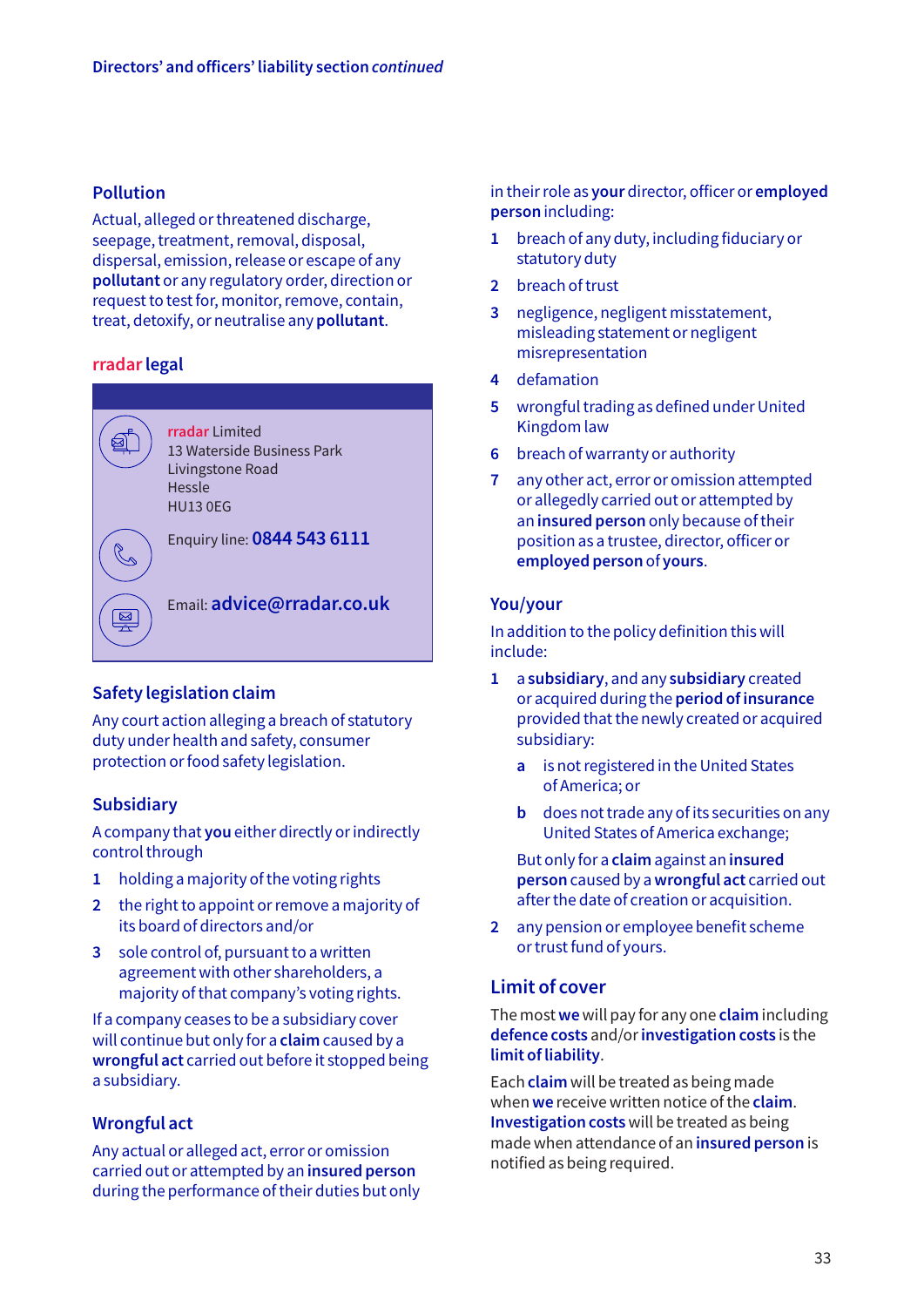## Pollution

Actual, alleged or threatened discharge, seepage, treatment, removal, disposal, dispersal, emission, release or escape of any **pollutant** or any regulatory order, direction or request to test for, monitor, remove, contain, treat, detoxify, or neutralise any **pollutant**.

## rradar legal

rradar Limited
13 Waterside Business Park
Livingstone Road
Hessle
HU13 0EG

Enquiry line: **0844 543 6111**

Email: **advice@rradar.co.uk**

## Safety legislation claim

Any court action alleging a breach of statutory duty under health and safety, consumer protection or food safety legislation.

## Subsidiary

A company that **you** either directly or indirectly control through

1. holding a majority of the voting rights
2. the right to appoint or remove a majority of its board of directors and/or
3. sole control of, pursuant to a written agreement with other shareholders, a majority of that company's voting rights.

If a company ceases to be a subsidiary cover will continue but only for a **claim** caused by a **wrongful act** carried out before it stopped being a subsidiary.

## Wrongful act

Any actual or alleged act, error or omission carried out or attempted by an **insured person** during the performance of their duties but only in their role as **your** director, officer or **employed person** including:

1. breach of any duty, including fiduciary or statutory duty
2. breach of trust
3. negligence, negligent misstatement, misleading statement or negligent misrepresentation
4. defamation
5. wrongful trading as defined under United Kingdom law
6. breach of warranty or authority
7. any other act, error or omission attempted or allegedly carried out or attempted by an **insured person** only because of their position as a trustee, director, officer or **employed person** of **yours**.

## You/your

In addition to the policy definition this will include:

1. a **subsidiary**, and any **subsidiary** created or acquired during the **period of insurance** provided that the newly created or acquired subsidiary:
   a. is not registered in the United States of America; or
   b. does not trade any of its securities on any United States of America exchange;

   But only for a **claim** against an **insured person** caused by a **wrongful act** carried out after the date of creation or acquisition.
2. any pension or employee benefit scheme or trust fund of yours.

## Limit of cover

The most **we** will pay for any one **claim** including **defence costs** and/or **investigation costs** is the **limit of liability**.

Each **claim** will be treated as being made when **we** receive written notice of the **claim**. **Investigation costs** will be treated as being made when attendance of an **insured person** is notified as being required.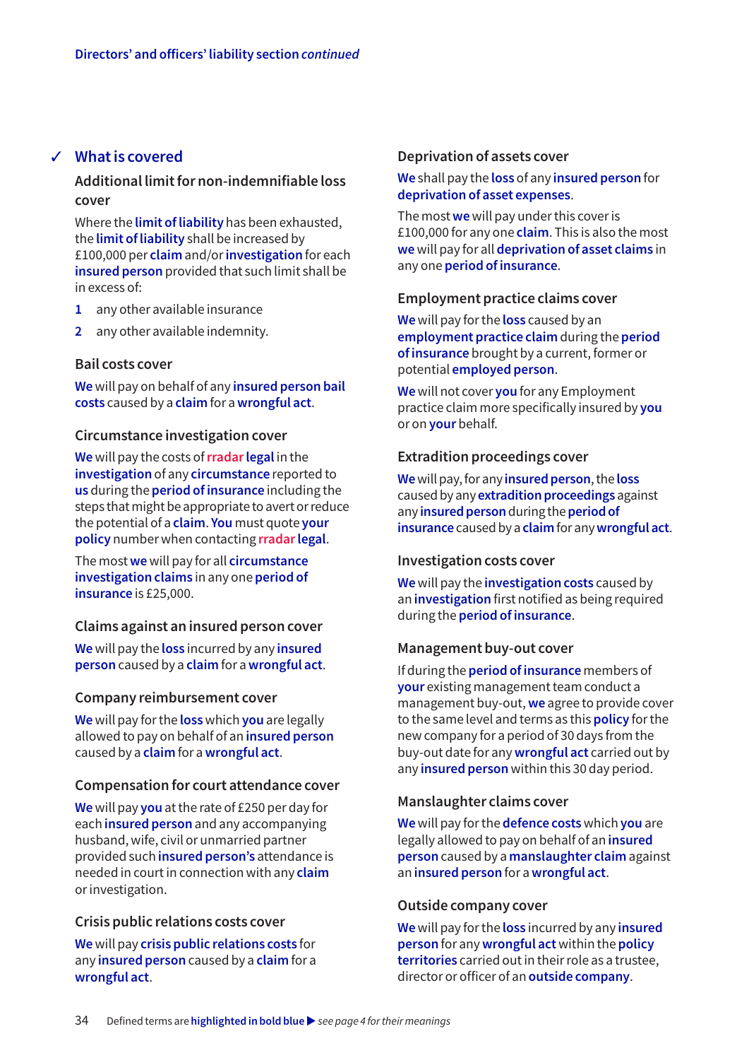## ✓ What is covered

### Additional limit for non-indemnifiable loss cover

Where the **limit of liability** has been exhausted, the **limit of liability** shall be increased by £100,000 per **claim** and/or **investigation** for each **insured person** provided that such limit shall be in excess of:

1. any other available insurance
2. any other available indemnity.

### Bail costs cover

**We** will pay on behalf of any **insured person bail costs** caused by a **claim** for a **wrongful act**.

### Circumstance investigation cover

**We** will pay the costs of **rradar legal** in the **investigation** of any **circumstance** reported to **us** during the **period of insurance** including the steps that might be appropriate to avert or reduce the potential of a **claim**. **You** must quote **your policy** number when contacting **rradar legal**.

The most **we** will pay for all **circumstance investigation claims** in any one **period of insurance** is £25,000.

### Claims against an insured person cover

**We** will pay the **loss** incurred by any **insured person** caused by a **claim** for a **wrongful act**.

### Company reimbursement cover

**We** will pay for the **loss** which **you** are legally allowed to pay on behalf of an **insured person** caused by a **claim** for a **wrongful act**.

### Compensation for court attendance cover

**We** will pay **you** at the rate of £250 per day for each **insured person** and any accompanying husband, wife, civil or unmarried partner provided such **insured person's** attendance is needed in court in connection with any **claim** or investigation.

### Crisis public relations costs cover

**We** will pay **crisis public relations costs** for any **insured person** caused by a **claim** for a **wrongful act**.

### Deprivation of assets cover

**We** shall pay the **loss** of any **insured person** for **deprivation of asset expenses**.

The most **we** will pay under this cover is £100,000 for any one **claim**. This is also the most **we** will pay for all **deprivation of asset claims** in any one **period of insurance**.

### Employment practice claims cover

**We** will pay for the **loss** caused by an **employment practice claim** during the **period of insurance** brought by a current, former or potential **employed person**.

**We** will not cover **you** for any Employment practice claim more specifically insured by **you** or on **your** behalf.

### Extradition proceedings cover

**We** will pay, for any **insured person**, the **loss** caused by any **extradition proceedings** against any **insured person** during the **period of insurance** caused by a **claim** for any **wrongful act**.

### Investigation costs cover

**We** will pay the **investigation costs** caused by an **investigation** first notified as being required during the **period of insurance**.

### Management buy-out cover

If during the **period of insurance** members of **your** existing management team conduct a management buy-out, **we** agree to provide cover to the same level and terms as this **policy** for the new company for a period of 30 days from the buy-out date for any **wrongful act** carried out by any **insured person** within this 30 day period.

### Manslaughter claims cover

**We** will pay for the **defence costs** which **you** are legally allowed to pay on behalf of an **insured person** caused by a **manslaughter claim** against an **insured person** for a **wrongful act**.

### Outside company cover

**We** will pay for the **loss** incurred by any **insured person** for any **wrongful act** within the **policy territories** carried out in their role as a trustee, director or officer of an **outside company**.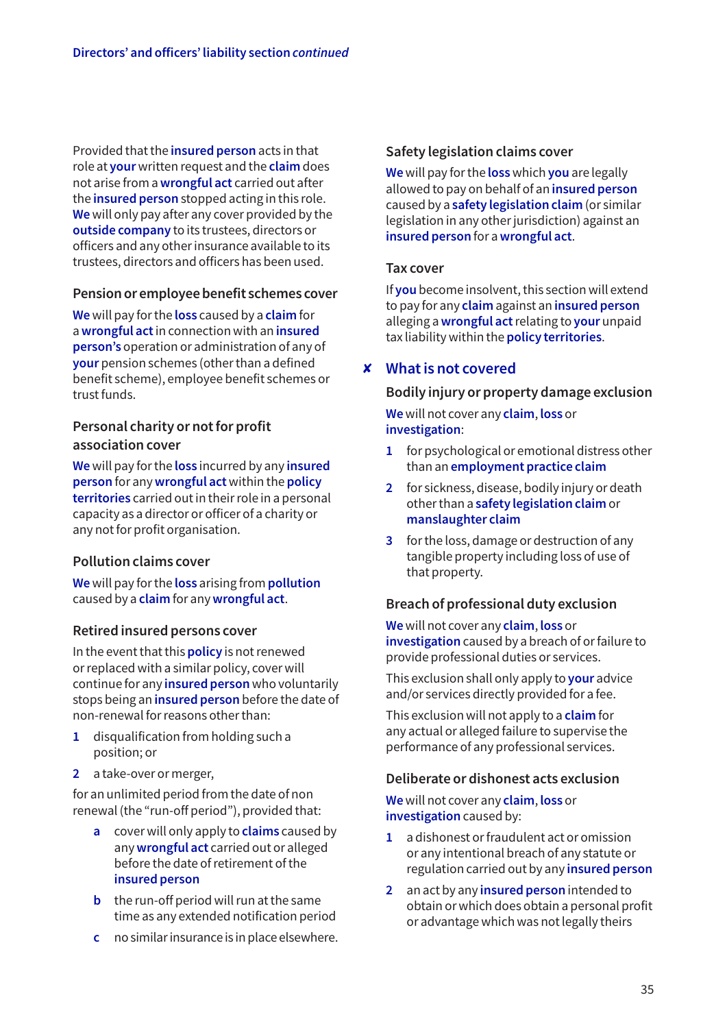Provided that the **insured person** acts in that role at **your** written request and the **claim** does not arise from a **wrongful act** carried out after the **insured person** stopped acting in this role. **We** will only pay after any cover provided by the **outside company** to its trustees, directors or officers and any other insurance available to its trustees, directors and officers has been used.

### Pension or employee benefit schemes cover

**We** will pay for the **loss** caused by a **claim** for a **wrongful act** in connection with an **insured person's** operation or administration of any of **your** pension schemes (other than a defined benefit scheme), employee benefit schemes or trust funds.

### Personal charity or not for profit association cover

**We** will pay for the **loss** incurred by any **insured person** for any **wrongful act** within the **policy territories** carried out in their role in a personal capacity as a director or officer of a charity or any not for profit organisation.

### Pollution claims cover

**We** will pay for the **loss** arising from **pollution** caused by a **claim** for any **wrongful act**.

### Retired insured persons cover

In the event that this **policy** is not renewed or replaced with a similar policy, cover will continue for any **insured person** who voluntarily stops being an **insured person** before the date of non-renewal for reasons other than:

1. disqualification from holding such a position; or
2. a take-over or merger,

for an unlimited period from the date of non renewal (the "run-off period"), provided that:

a. cover will only apply to **claims** caused by any **wrongful act** carried out or alleged before the date of retirement of the **insured person**

b. the run-off period will run at the same time as any extended notification period

c. no similar insurance is in place elsewhere.

### Safety legislation claims cover

**We** will pay for the **loss** which **you** are legally allowed to pay on behalf of an **insured person** caused by a **safety legislation claim** (or similar legislation in any other jurisdiction) against an **insured person** for a **wrongful act**.

### Tax cover

If **you** become insolvent, this section will extend to pay for any **claim** against an **insured person** alleging a **wrongful act** relating to **your** unpaid tax liability within the **policy territories**.

## ✘ What is not covered

### Bodily injury or property damage exclusion

**We** will not cover any **claim**, **loss** or **investigation**:

1. for psychological or emotional distress other than an **employment practice claim**
2. for sickness, disease, bodily injury or death other than a **safety legislation claim** or **manslaughter claim**
3. for the loss, damage or destruction of any tangible property including loss of use of that property.

### Breach of professional duty exclusion

**We** will not cover any **claim**, **loss** or **investigation** caused by a breach of or failure to provide professional duties or services.

This exclusion shall only apply to **your** advice and/or services directly provided for a fee.

This exclusion will not apply to a **claim** for any actual or alleged failure to supervise the performance of any professional services.

### Deliberate or dishonest acts exclusion

**We** will not cover any **claim**, **loss** or **investigation** caused by:

1. a dishonest or fraudulent act or omission or any intentional breach of any statute or regulation carried out by any **insured person**
2. an act by any **insured person** intended to obtain or which does obtain a personal profit or advantage which was not legally theirs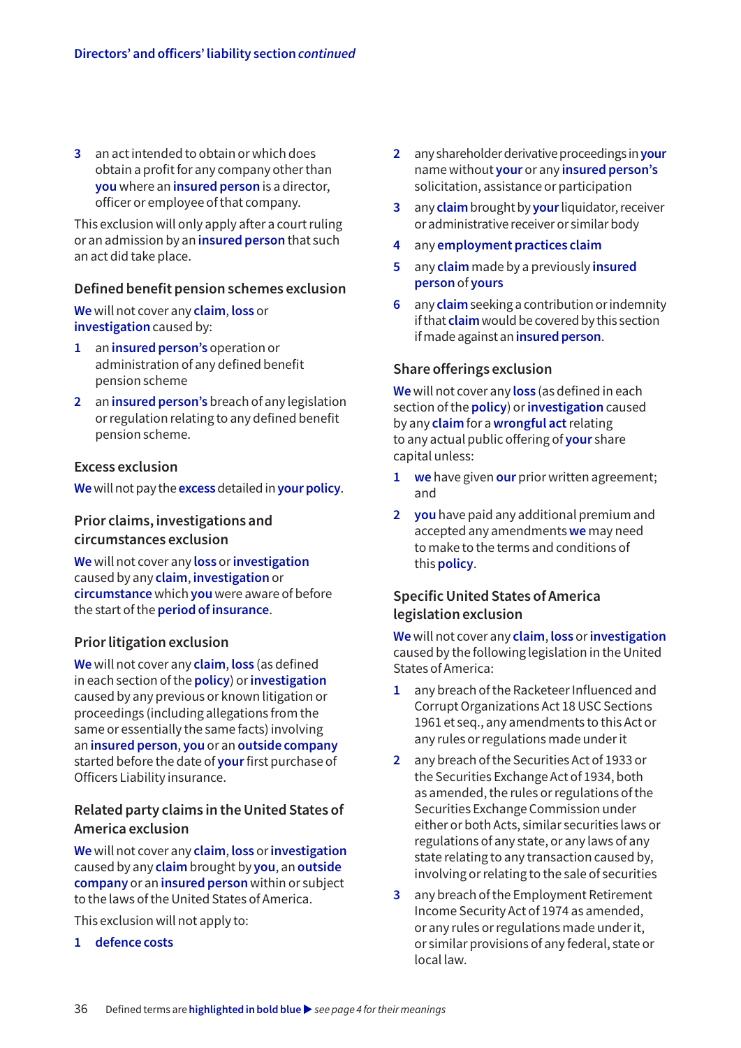3 an act intended to obtain or which does obtain a profit for any company other than **you** where an **insured person** is a director, officer or employee of that company.

This exclusion will only apply after a court ruling or an admission by an **insured person** that such an act did take place.

### Defined benefit pension schemes exclusion

**We** will not cover any **claim**, **loss** or **investigation** caused by:

1. an **insured person's** operation or administration of any defined benefit pension scheme
2. an **insured person's** breach of any legislation or regulation relating to any defined benefit pension scheme.

### Excess exclusion

**We** will not pay the **excess** detailed in **your policy**.

### Prior claims, investigations and circumstances exclusion

**We** will not cover any **loss** or **investigation** caused by any **claim**, **investigation** or **circumstance** which **you** were aware of before the start of the **period of insurance**.

### Prior litigation exclusion

**We** will not cover any **claim**, **loss** (as defined in each section of the **policy**) or **investigation** caused by any previous or known litigation or proceedings (including allegations from the same or essentially the same facts) involving an **insured person**, **you** or an **outside company** started before the date of **your** first purchase of Officers Liability insurance.

### Related party claims in the United States of America exclusion

**We** will not cover any **claim**, **loss** or **investigation** caused by any **claim** brought by **you**, an **outside company** or an **insured person** within or subject to the laws of the United States of America.

This exclusion will not apply to:

1. **defence costs**
2. any shareholder derivative proceedings in **your** name without **your** or any **insured person's** solicitation, assistance or participation
3. any **claim** brought by **your** liquidator, receiver or administrative receiver or similar body
4. any **employment practices claim**
5. any **claim** made by a previously **insured person** of **yours**
6. any **claim** seeking a contribution or indemnity if that **claim** would be covered by this section if made against an **insured person**.

### Share offerings exclusion

**We** will not cover any **loss** (as defined in each section of the **policy**) or **investigation** caused by any **claim** for a **wrongful act** relating to any actual public offering of **your** share capital unless:

1. **we** have given **our** prior written agreement; and
2. **you** have paid any additional premium and accepted any amendments **we** may need to make to the terms and conditions of this **policy**.

### Specific United States of America legislation exclusion

**We** will not cover any **claim**, **loss** or **investigation** caused by the following legislation in the United States of America:

1. any breach of the Racketeer Influenced and Corrupt Organizations Act 18 USC Sections 1961 et seq., any amendments to this Act or any rules or regulations made under it
2. any breach of the Securities Act of 1933 or the Securities Exchange Act of 1934, both as amended, the rules or regulations of the Securities Exchange Commission under either or both Acts, similar securities laws or regulations of any state, or any laws of any state relating to any transaction caused by, involving or relating to the sale of securities
3. any breach of the Employment Retirement Income Security Act of 1974 as amended, or any rules or regulations made under it, or similar provisions of any federal, state or local law.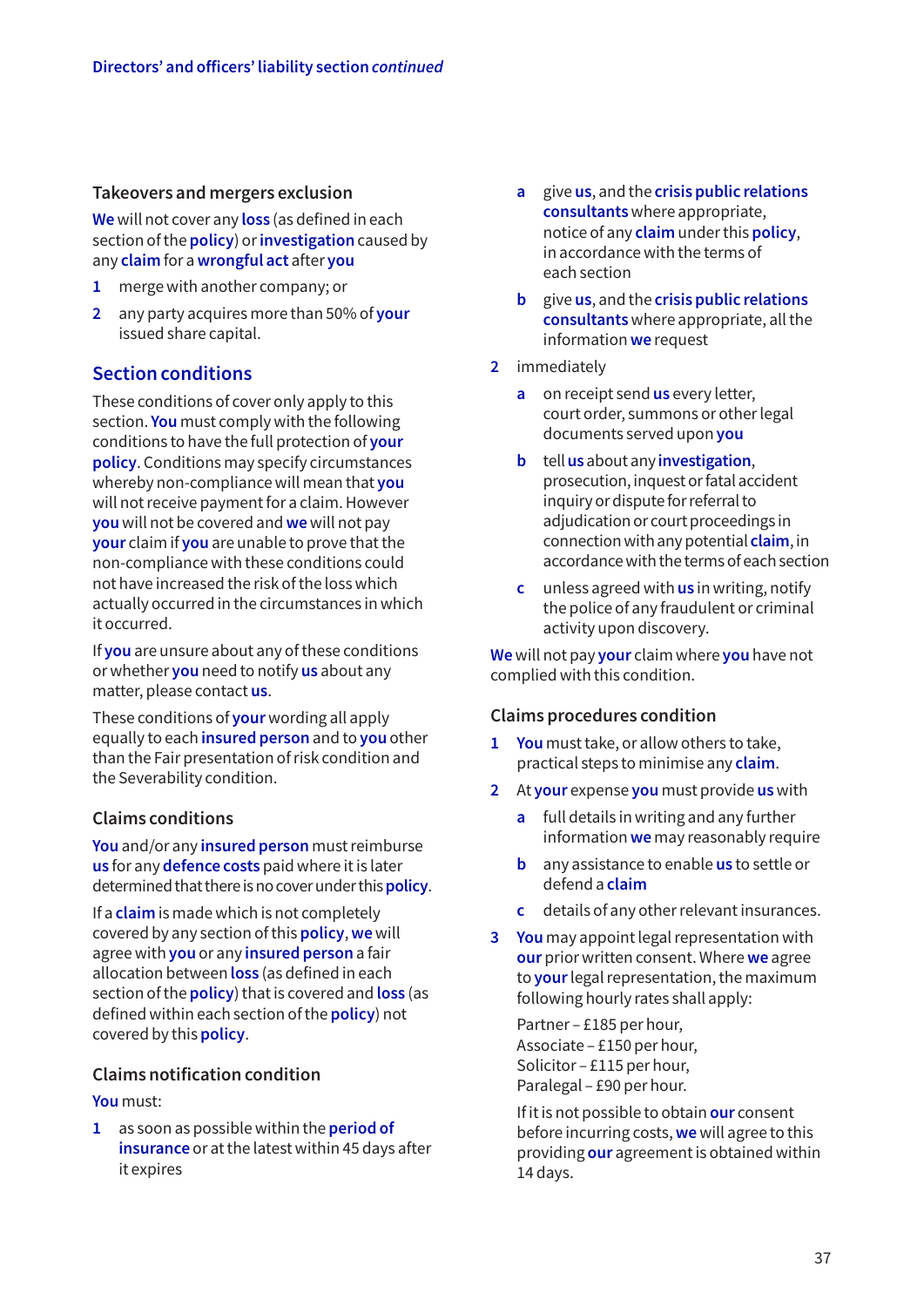### Takeovers and mergers exclusion

**We** will not cover any **loss** (as defined in each section of the **policy**) or **investigation** caused by any **claim** for a **wrongful act** after **you**

1. merge with another company; or
2. any party acquires more than 50% of **your** issued share capital.

## Section conditions

These conditions of cover only apply to this section. **You** must comply with the following conditions to have the full protection of **your policy**. Conditions may specify circumstances whereby non-compliance will mean that **you** will not receive payment for a claim. However **you** will not be covered and **we** will not pay **your** claim if **you** are unable to prove that the non-compliance with these conditions could not have increased the risk of the loss which actually occurred in the circumstances in which it occurred.

If **you** are unsure about any of these conditions or whether **you** need to notify **us** about any matter, please contact **us**.

These conditions of **your** wording all apply equally to each **insured person** and to **you** other than the Fair presentation of risk condition and the Severability condition.

### Claims conditions

**You** and/or any **insured person** must reimburse **us** for any **defence costs** paid where it is later determined that there is no cover under this **policy**.

If a **claim** is made which is not completely covered by any section of this **policy**, **we** will agree with **you** or any **insured person** a fair allocation between **loss** (as defined in each section of the **policy**) that is covered and **loss** (as defined within each section of the **policy**) not covered by this **policy**.

### Claims notification condition

**You** must:

1. as soon as possible within the **period of insurance** or at the latest within 45 days after it expires
   - a. give **us**, and the **crisis public relations consultants** where appropriate, notice of any **claim** under this **policy**, in accordance with the terms of each section
   - b. give **us**, and the **crisis public relations consultants** where appropriate, all the information **we** request
2. immediately
   - a. on receipt send **us** every letter, court order, summons or other legal documents served upon **you**
   - b. tell **us** about any **investigation**, prosecution, inquest or fatal accident inquiry or dispute for referral to adjudication or court proceedings in connection with any potential **claim**, in accordance with the terms of each section
   - c. unless agreed with **us** in writing, notify the police of any fraudulent or criminal activity upon discovery.

**We** will not pay **your** claim where **you** have not complied with this condition.

### Claims procedures condition

1. **You** must take, or allow others to take, practical steps to minimise any **claim**.
2. At **your** expense **you** must provide **us** with
   - a. full details in writing and any further information **we** may reasonably require
   - b. any assistance to enable **us** to settle or defend a **claim**
   - c. details of any other relevant insurances.
3. **You** may appoint legal representation with **our** prior written consent. Where **we** agree to **your** legal representation, the maximum following hourly rates shall apply:

   Partner – £185 per hour,
   Associate – £150 per hour,
   Solicitor – £115 per hour,
   Paralegal – £90 per hour.

   If it is not possible to obtain **our** consent before incurring costs, **we** will agree to this providing **our** agreement is obtained within 14 days.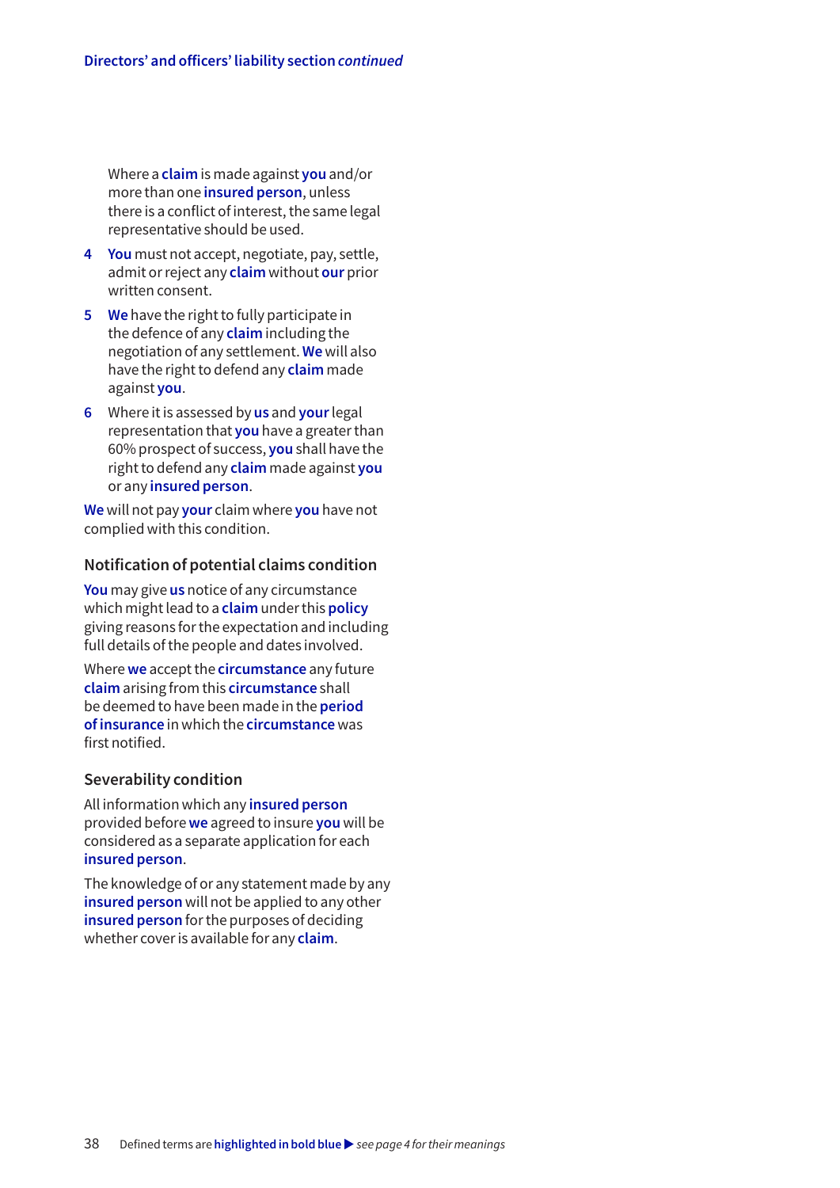Where a **claim** is made against **you** and/or more than one **insured person**, unless there is a conflict of interest, the same legal representative should be used.

4 **You** must not accept, negotiate, pay, settle, admit or reject any **claim** without **our** prior written consent.

5 **We** have the right to fully participate in the defence of any **claim** including the negotiation of any settlement. **We** will also have the right to defend any **claim** made against **you**.

6 Where it is assessed by **us** and **your** legal representation that **you** have a greater than 60% prospect of success, **you** shall have the right to defend any **claim** made against **you** or any **insured person**.

**We** will not pay **your** claim where **you** have not complied with this condition.

### Notification of potential claims condition

**You** may give **us** notice of any circumstance which might lead to a **claim** under this **policy** giving reasons for the expectation and including full details of the people and dates involved.

Where **we** accept the **circumstance** any future **claim** arising from this **circumstance** shall be deemed to have been made in the **period of insurance** in which the **circumstance** was first notified.

### Severability condition

All information which any **insured person** provided before **we** agreed to insure **you** will be considered as a separate application for each **insured person**.

The knowledge of or any statement made by any **insured person** will not be applied to any other **insured person** for the purposes of deciding whether cover is available for any **claim**.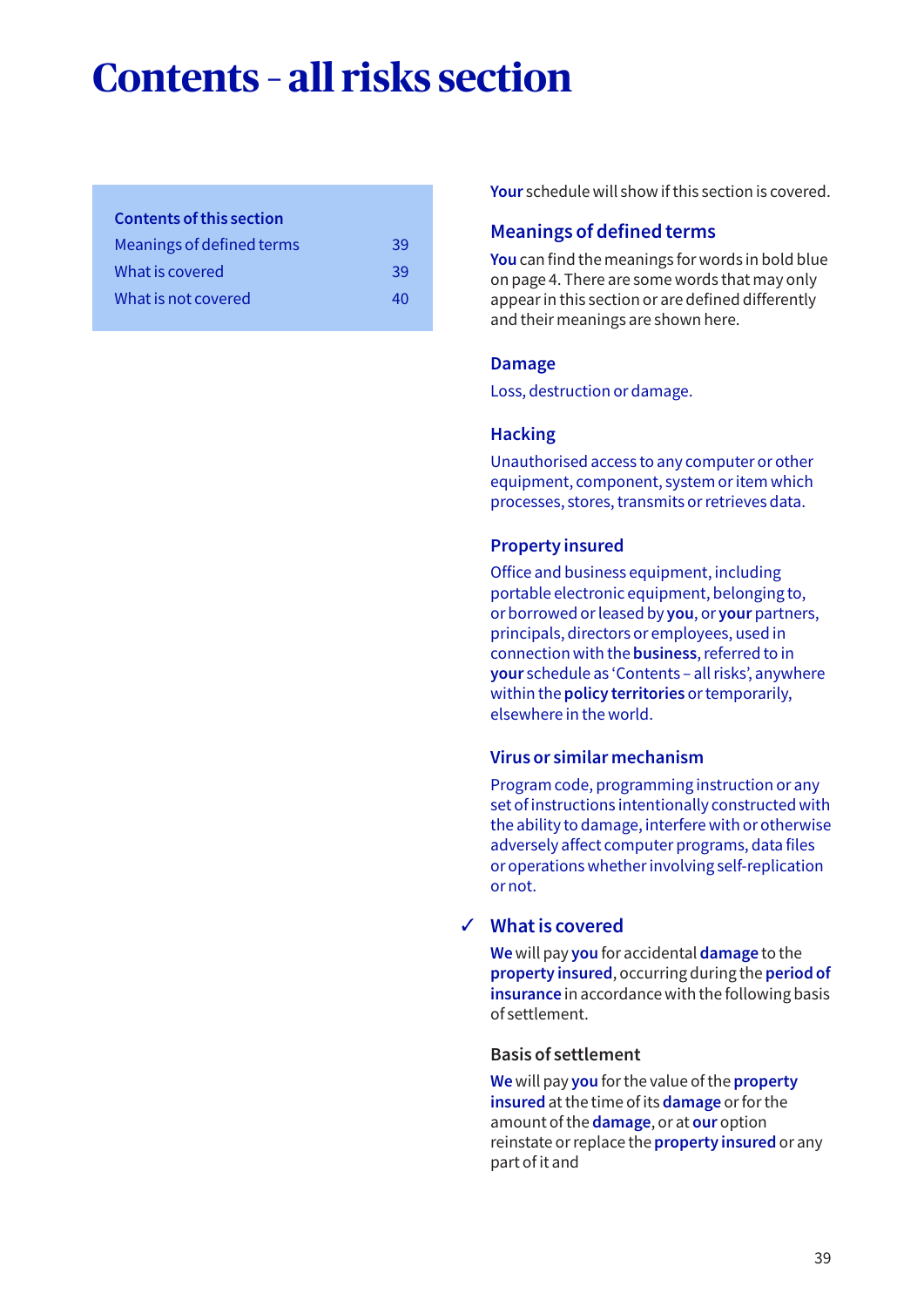# Contents – all risks section

**Contents of this section**

| | |
|---|---|
| Meanings of defined terms | 39 |
| What is covered | 39 |
| What is not covered | 40 |

**Your** schedule will show if this section is covered.

## Meanings of defined terms

**You** can find the meanings for words in bold blue on page 4. There are some words that may only appear in this section or are defined differently and their meanings are shown here.

### Damage

Loss, destruction or damage.

### Hacking

Unauthorised access to any computer or other equipment, component, system or item which processes, stores, transmits or retrieves data.

### Property insured

Office and business equipment, including portable electronic equipment, belonging to, or borrowed or leased by **you**, or **your** partners, principals, directors or employees, used in connection with the **business**, referred to in **your** schedule as 'Contents – all risks', anywhere within the **policy territories** or temporarily, elsewhere in the world.

### Virus or similar mechanism

Program code, programming instruction or any set of instructions intentionally constructed with the ability to damage, interfere with or otherwise adversely affect computer programs, data files or operations whether involving self-replication or not.

## ✓ What is covered

**We** will pay **you** for accidental **damage** to the **property insured**, occurring during the **period of insurance** in accordance with the following basis of settlement.

### Basis of settlement

**We** will pay **you** for the value of the **property insured** at the time of its **damage** or for the amount of the **damage**, or at **our** option reinstate or replace the **property insured** or any part of it and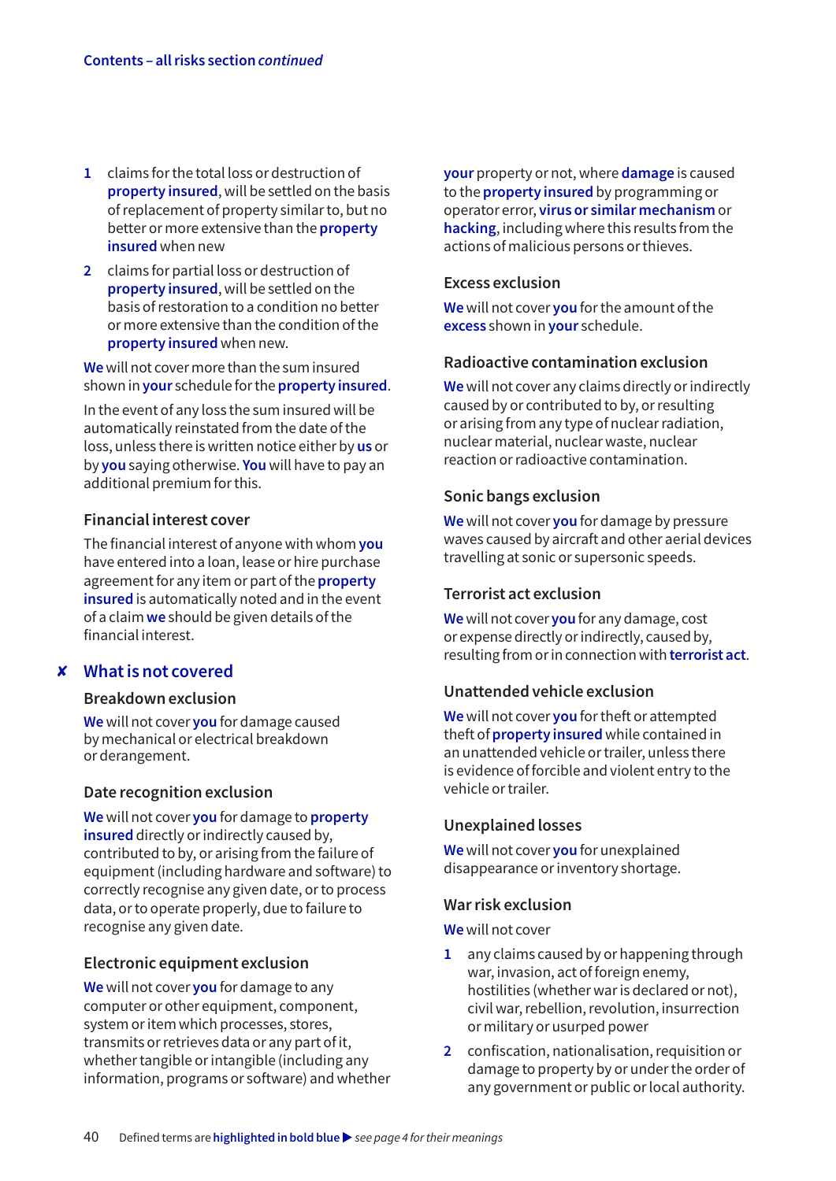Contents – all risks section *continued*

1. claims for the total loss or destruction of **property insured**, will be settled on the basis of replacement of property similar to, but no better or more extensive than the **property insured** when new
2. claims for partial loss or destruction of **property insured**, will be settled on the basis of restoration to a condition no better or more extensive than the condition of the **property insured** when new.

**We** will not cover more than the sum insured shown in **your** schedule for the **property insured**.

In the event of any loss the sum insured will be automatically reinstated from the date of the loss, unless there is written notice either by **us** or by **you** saying otherwise. **You** will have to pay an additional premium for this.

### Financial interest cover

The financial interest of anyone with whom **you** have entered into a loan, lease or hire purchase agreement for any item or part of the **property insured** is automatically noted and in the event of a claim **we** should be given details of the financial interest.

## ✘ What is not covered

### Breakdown exclusion

**We** will not cover **you** for damage caused by mechanical or electrical breakdown or derangement.

### Date recognition exclusion

**We** will not cover **you** for damage to **property insured** directly or indirectly caused by, contributed to by, or arising from the failure of equipment (including hardware and software) to correctly recognise any given date, or to process data, or to operate properly, due to failure to recognise any given date.

### Electronic equipment exclusion

**We** will not cover **you** for damage to any computer or other equipment, component, system or item which processes, stores, transmits or retrieves data or any part of it, whether tangible or intangible (including any information, programs or software) and whether **your** property or not, where **damage** is caused to the **property insured** by programming or operator error, **virus or similar mechanism** or **hacking**, including where this results from the actions of malicious persons or thieves.

### Excess exclusion

**We** will not cover **you** for the amount of the **excess** shown in **your** schedule.

### Radioactive contamination exclusion

**We** will not cover any claims directly or indirectly caused by or contributed to by, or resulting or arising from any type of nuclear radiation, nuclear material, nuclear waste, nuclear reaction or radioactive contamination.

### Sonic bangs exclusion

**We** will not cover **you** for damage by pressure waves caused by aircraft and other aerial devices travelling at sonic or supersonic speeds.

### Terrorist act exclusion

**We** will not cover **you** for any damage, cost or expense directly or indirectly, caused by, resulting from or in connection with **terrorist act**.

### Unattended vehicle exclusion

**We** will not cover **you** for theft or attempted theft of **property insured** while contained in an unattended vehicle or trailer, unless there is evidence of forcible and violent entry to the vehicle or trailer.

### Unexplained losses

**We** will not cover **you** for unexplained disappearance or inventory shortage.

### War risk exclusion

**We** will not cover

1. any claims caused by or happening through war, invasion, act of foreign enemy, hostilities (whether war is declared or not), civil war, rebellion, revolution, insurrection or military or usurped power
2. confiscation, nationalisation, requisition or damage to property by or under the order of any government or public or local authority.

Defined terms are **highlighted in bold blue** ▶ *see page 4 for their meanings*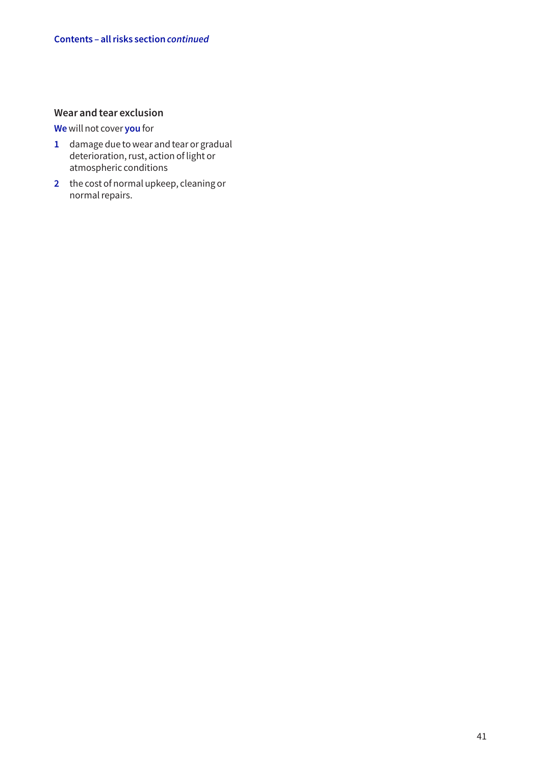## Wear and tear exclusion

**We** will not cover **you** for

1. damage due to wear and tear or gradual deterioration, rust, action of light or atmospheric conditions
2. the cost of normal upkeep, cleaning or normal repairs.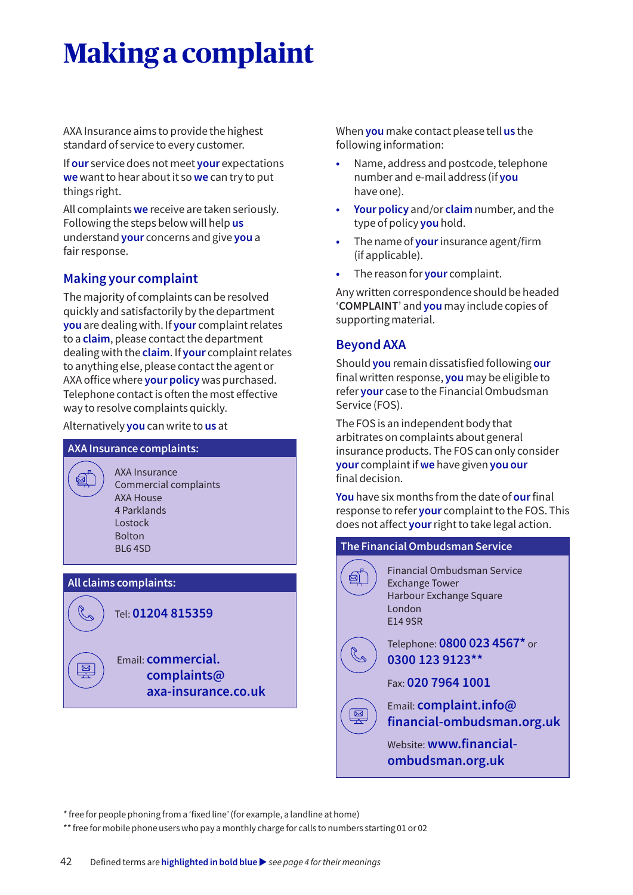# Making a complaint

AXA Insurance aims to provide the highest standard of service to every customer.

If **our** service does not meet **your** expectations **we** want to hear about it so **we** can try to put things right.

All complaints **we** receive are taken seriously. Following the steps below will help **us** understand **your** concerns and give **you** a fair response.

## Making your complaint

The majority of complaints can be resolved quickly and satisfactorily by the department **you** are dealing with. If **your** complaint relates to a **claim**, please contact the department dealing with the **claim**. If **your** complaint relates to anything else, please contact the agent or AXA office where **your policy** was purchased. Telephone contact is often the most effective way to resolve complaints quickly.

Alternatively **you** can write to **us** at

**AXA Insurance complaints:**

AXA Insurance
Commercial complaints
AXA House
4 Parklands
Lostock
Bolton
BL6 4SD

**All claims complaints:**

Tel: **01204 815359**

Email: **commercial.complaints@axa-insurance.co.uk**

When **you** make contact please tell **us** the following information:

- Name, address and postcode, telephone number and e-mail address (if **you** have one).
- **Your policy** and/or **claim** number, and the type of policy **you** hold.
- The name of **your** insurance agent/firm (if applicable).
- The reason for **your** complaint.

Any written correspondence should be headed '**COMPLAINT**' and **you** may include copies of supporting material.

## Beyond AXA

Should **you** remain dissatisfied following **our** final written response, **you** may be eligible to refer **your** case to the Financial Ombudsman Service (FOS).

The FOS is an independent body that arbitrates on complaints about general insurance products. The FOS can only consider **your** complaint if **we** have given **you our** final decision.

**You** have six months from the date of **our** final response to refer **your** complaint to the FOS. This does not affect **your** right to take legal action.

**The Financial Ombudsman Service**

Financial Ombudsman Service
Exchange Tower
Harbour Exchange Square
London
E14 9SR

Telephone: **0800 023 4567*** or **0300 123 9123****

Fax: **020 7964 1001**

Email: **complaint.info@financial-ombudsman.org.uk**

Website: **www.financial-ombudsman.org.uk**

\* free for people phoning from a 'fixed line' (for example, a landline at home)

\*\* free for mobile phone users who pay a monthly charge for calls to numbers starting 01 or 02

Defined terms are **highlighted in bold blue** ▶ *see page 4 for their meanings*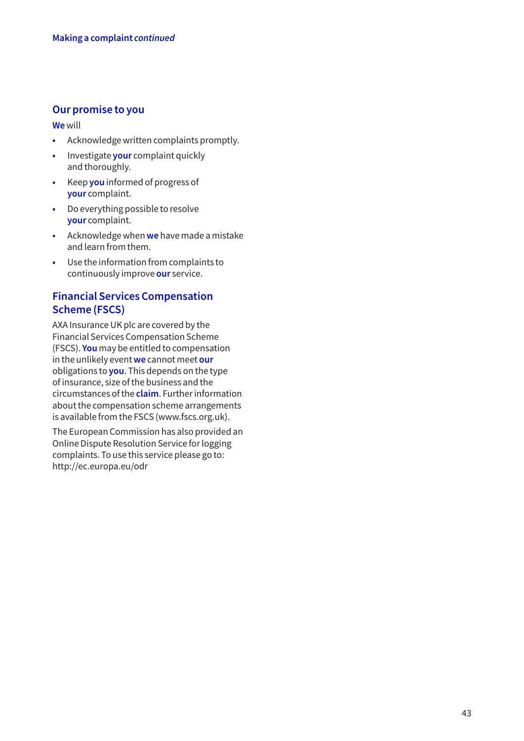Making a complaint *continued*

## Our promise to you

**We** will

- Acknowledge written complaints promptly.
- Investigate **your** complaint quickly and thoroughly.
- Keep **you** informed of progress of **your** complaint.
- Do everything possible to resolve **your** complaint.
- Acknowledge when **we** have made a mistake and learn from them.
- Use the information from complaints to continuously improve **our** service.

## Financial Services Compensation Scheme (FSCS)

AXA Insurance UK plc are covered by the Financial Services Compensation Scheme (FSCS). **You** may be entitled to compensation in the unlikely event **we** cannot meet **our** obligations to **you**. This depends on the type of insurance, size of the business and the circumstances of the **claim**. Further information about the compensation scheme arrangements is available from the FSCS (www.fscs.org.uk).

The European Commission has also provided an Online Dispute Resolution Service for logging complaints. To use this service please go to: http://ec.europa.eu/odr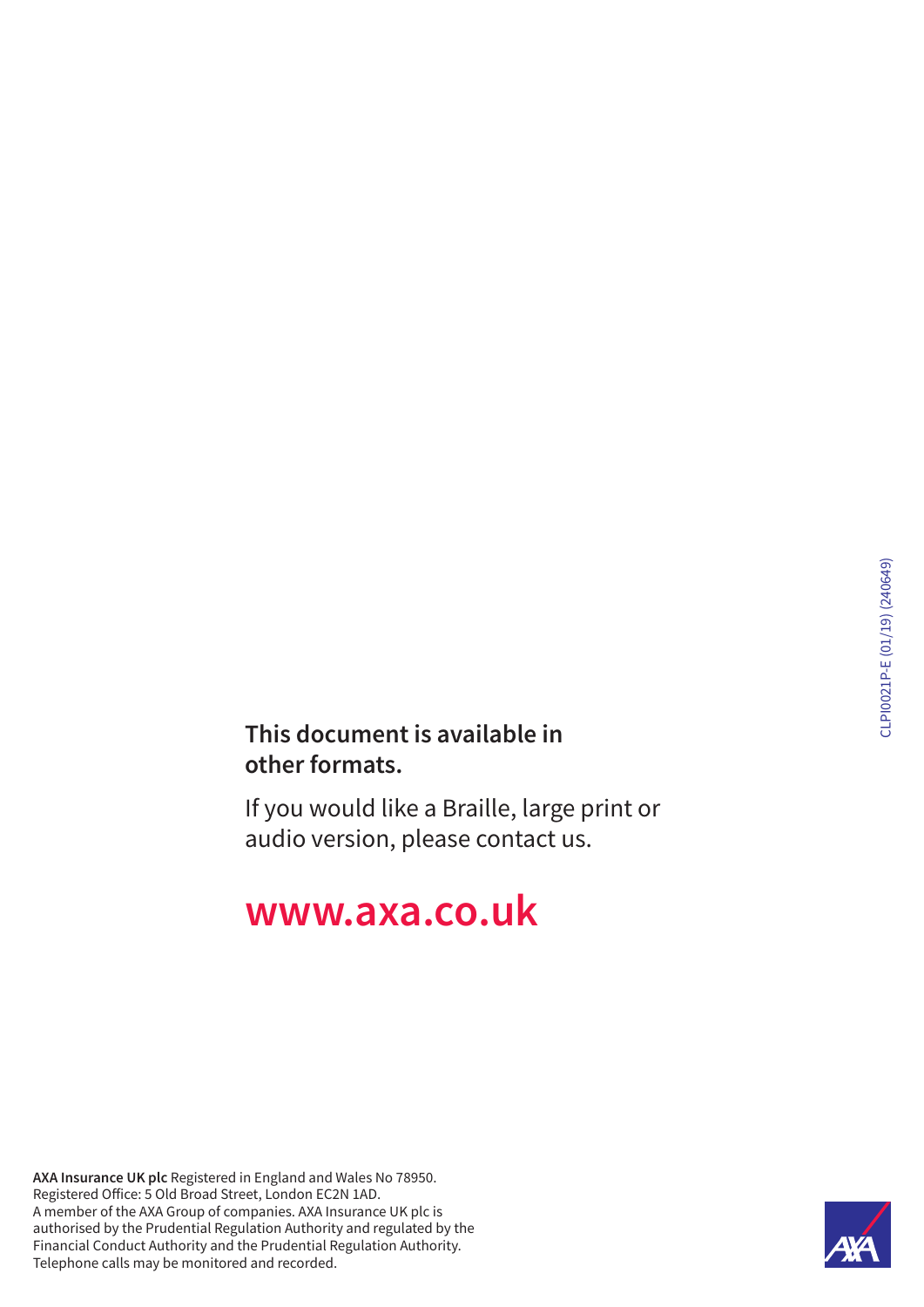**This document is available in other formats.**

If you would like a Braille, large print or audio version, please contact us.

**www.axa.co.uk**

CLPI0021P-E (01/19) (240649)

**AXA Insurance UK plc** Registered in England and Wales No 78950. Registered Office: 5 Old Broad Street, London EC2N 1AD. A member of the AXA Group of companies. AXA Insurance UK plc is authorised by the Prudential Regulation Authority and regulated by the Financial Conduct Authority and the Prudential Regulation Authority. Telephone calls may be monitored and recorded.